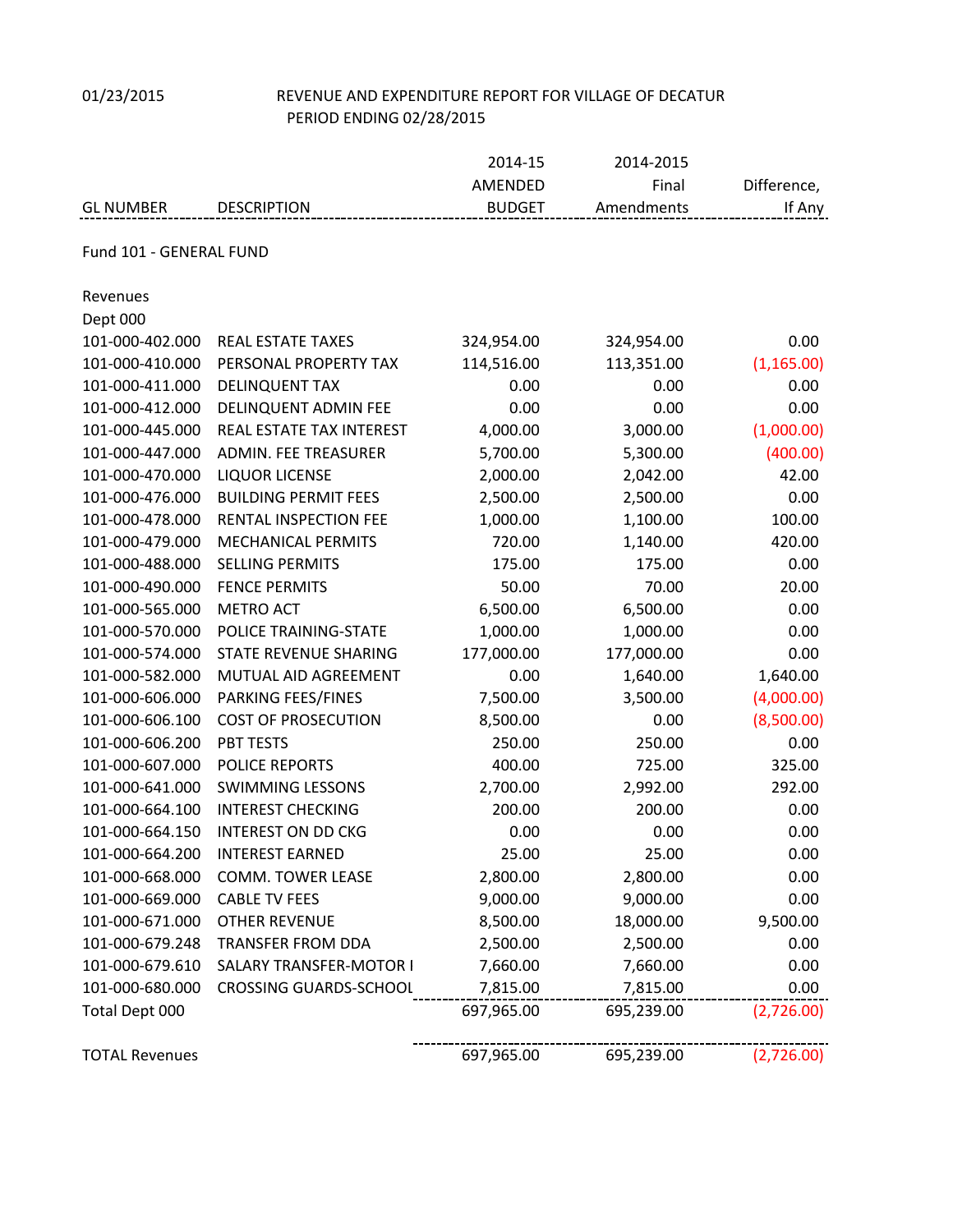01/23/2015 REVENUE AND EXPENDITURE REPORT FOR VILLAGE OF DECATUR

PERIOD ENDING 02/28/2015

| GL NUMBER | DESCRIPTION | 2014-15 AMENDED BUDGET | 2014-2015 Final Amendments | Difference, If Any |
|---|---|---|---|---|
| Fund 101 - GENERAL FUND | | | | |
| Revenues | | | | |
| Dept 000 | | | | |
| 101-000-402.000 | REAL ESTATE TAXES | 324,954.00 | 324,954.00 | 0.00 |
| 101-000-410.000 | PERSONAL PROPERTY TAX | 114,516.00 | 113,351.00 | (1,165.00) |
| 101-000-411.000 | DELINQUENT TAX | 0.00 | 0.00 | 0.00 |
| 101-000-412.000 | DELINQUENT ADMIN FEE | 0.00 | 0.00 | 0.00 |
| 101-000-445.000 | REAL ESTATE TAX INTEREST | 4,000.00 | 3,000.00 | (1,000.00) |
| 101-000-447.000 | ADMIN. FEE TREASURER | 5,700.00 | 5,300.00 | (400.00) |
| 101-000-470.000 | LIQUOR LICENSE | 2,000.00 | 2,042.00 | 42.00 |
| 101-000-476.000 | BUILDING PERMIT FEES | 2,500.00 | 2,500.00 | 0.00 |
| 101-000-478.000 | RENTAL INSPECTION FEE | 1,000.00 | 1,100.00 | 100.00 |
| 101-000-479.000 | MECHANICAL PERMITS | 720.00 | 1,140.00 | 420.00 |
| 101-000-488.000 | SELLING PERMITS | 175.00 | 175.00 | 0.00 |
| 101-000-490.000 | FENCE PERMITS | 50.00 | 70.00 | 20.00 |
| 101-000-565.000 | METRO ACT | 6,500.00 | 6,500.00 | 0.00 |
| 101-000-570.000 | POLICE TRAINING-STATE | 1,000.00 | 1,000.00 | 0.00 |
| 101-000-574.000 | STATE REVENUE SHARING | 177,000.00 | 177,000.00 | 0.00 |
| 101-000-582.000 | MUTUAL AID AGREEMENT | 0.00 | 1,640.00 | 1,640.00 |
| 101-000-606.000 | PARKING FEES/FINES | 7,500.00 | 3,500.00 | (4,000.00) |
| 101-000-606.100 | COST OF PROSECUTION | 8,500.00 | 0.00 | (8,500.00) |
| 101-000-606.200 | PBT TESTS | 250.00 | 250.00 | 0.00 |
| 101-000-607.000 | POLICE REPORTS | 400.00 | 725.00 | 325.00 |
| 101-000-641.000 | SWIMMING LESSONS | 2,700.00 | 2,992.00 | 292.00 |
| 101-000-664.100 | INTEREST CHECKING | 200.00 | 200.00 | 0.00 |
| 101-000-664.150 | INTEREST ON DD CKG | 0.00 | 0.00 | 0.00 |
| 101-000-664.200 | INTEREST EARNED | 25.00 | 25.00 | 0.00 |
| 101-000-668.000 | COMM. TOWER LEASE | 2,800.00 | 2,800.00 | 0.00 |
| 101-000-669.000 | CABLE TV FEES | 9,000.00 | 9,000.00 | 0.00 |
| 101-000-671.000 | OTHER REVENUE | 8,500.00 | 18,000.00 | 9,500.00 |
| 101-000-679.248 | TRANSFER FROM DDA | 2,500.00 | 2,500.00 | 0.00 |
| 101-000-679.610 | SALARY TRANSFER-MOTOR I | 7,660.00 | 7,660.00 | 0.00 |
| 101-000-680.000 | CROSSING GUARDS-SCHOOL | 7,815.00 | 7,815.00 | 0.00 |
| Total Dept 000 | | 697,965.00 | 695,239.00 | (2,726.00) |
| TOTAL Revenues | | 697,965.00 | 695,239.00 | (2,726.00) |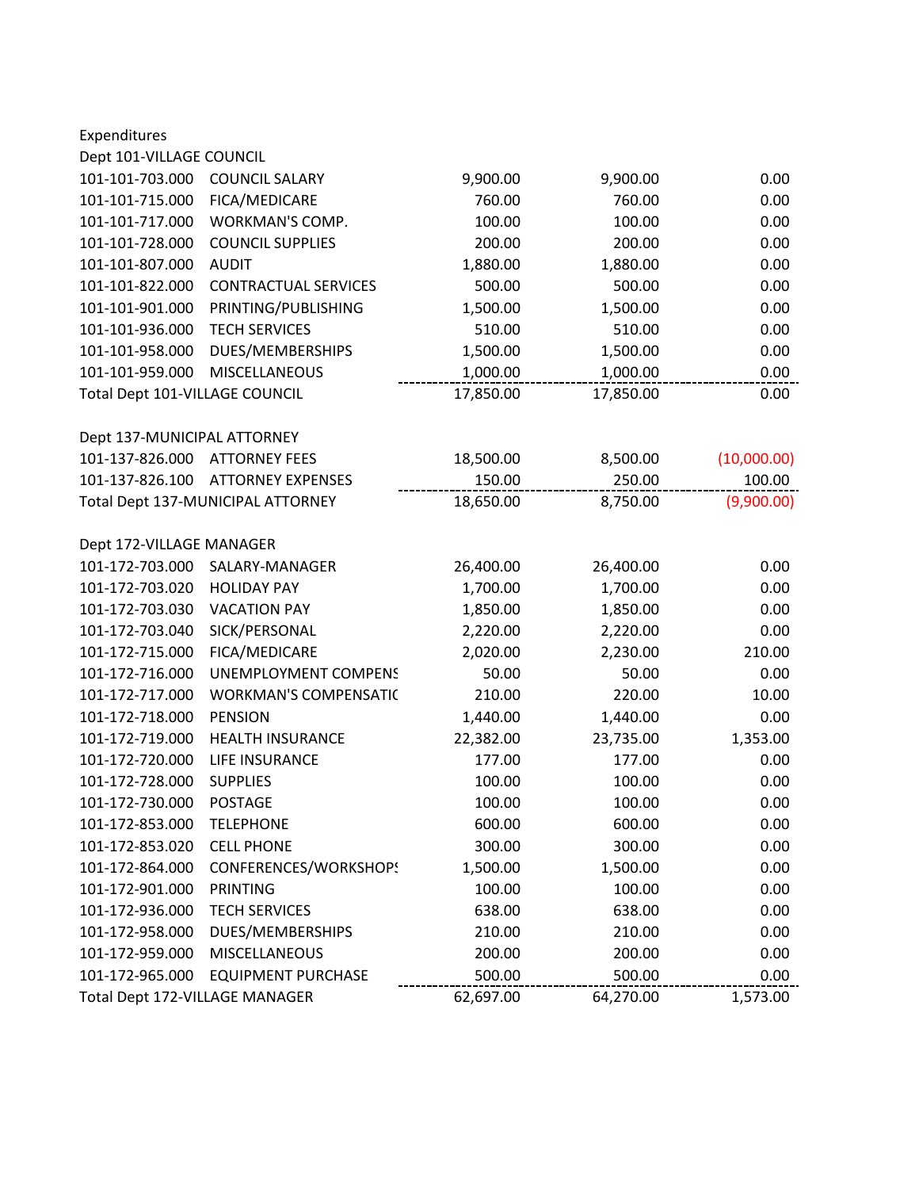Expenditures

Dept 101-VILLAGE COUNCIL

| | | | | |
|---|---|---|---|---|
| 101-101-703.000 | COUNCIL SALARY | 9,900.00 | 9,900.00 | 0.00 |
| 101-101-715.000 | FICA/MEDICARE | 760.00 | 760.00 | 0.00 |
| 101-101-717.000 | WORKMAN'S COMP. | 100.00 | 100.00 | 0.00 |
| 101-101-728.000 | COUNCIL SUPPLIES | 200.00 | 200.00 | 0.00 |
| 101-101-807.000 | AUDIT | 1,880.00 | 1,880.00 | 0.00 |
| 101-101-822.000 | CONTRACTUAL SERVICES | 500.00 | 500.00 | 0.00 |
| 101-101-901.000 | PRINTING/PUBLISHING | 1,500.00 | 1,500.00 | 0.00 |
| 101-101-936.000 | TECH SERVICES | 510.00 | 510.00 | 0.00 |
| 101-101-958.000 | DUES/MEMBERSHIPS | 1,500.00 | 1,500.00 | 0.00 |
| 101-101-959.000 | MISCELLANEOUS | 1,000.00 | 1,000.00 | 0.00 |
| Total Dept 101-VILLAGE COUNCIL | | 17,850.00 | 17,850.00 | 0.00 |

Dept 137-MUNICIPAL ATTORNEY

| | | | | |
|---|---|---|---|---|
| 101-137-826.000 | ATTORNEY FEES | 18,500.00 | 8,500.00 | (10,000.00) |
| 101-137-826.100 | ATTORNEY EXPENSES | 150.00 | 250.00 | 100.00 |
| Total Dept 137-MUNICIPAL ATTORNEY | | 18,650.00 | 8,750.00 | (9,900.00) |

Dept 172-VILLAGE MANAGER

| | | | | |
|---|---|---|---|---|
| 101-172-703.000 | SALARY-MANAGER | 26,400.00 | 26,400.00 | 0.00 |
| 101-172-703.020 | HOLIDAY PAY | 1,700.00 | 1,700.00 | 0.00 |
| 101-172-703.030 | VACATION PAY | 1,850.00 | 1,850.00 | 0.00 |
| 101-172-703.040 | SICK/PERSONAL | 2,220.00 | 2,220.00 | 0.00 |
| 101-172-715.000 | FICA/MEDICARE | 2,020.00 | 2,230.00 | 210.00 |
| 101-172-716.000 | UNEMPLOYMENT COMPENS | 50.00 | 50.00 | 0.00 |
| 101-172-717.000 | WORKMAN'S COMPENSATIC | 210.00 | 220.00 | 10.00 |
| 101-172-718.000 | PENSION | 1,440.00 | 1,440.00 | 0.00 |
| 101-172-719.000 | HEALTH INSURANCE | 22,382.00 | 23,735.00 | 1,353.00 |
| 101-172-720.000 | LIFE INSURANCE | 177.00 | 177.00 | 0.00 |
| 101-172-728.000 | SUPPLIES | 100.00 | 100.00 | 0.00 |
| 101-172-730.000 | POSTAGE | 100.00 | 100.00 | 0.00 |
| 101-172-853.000 | TELEPHONE | 600.00 | 600.00 | 0.00 |
| 101-172-853.020 | CELL PHONE | 300.00 | 300.00 | 0.00 |
| 101-172-864.000 | CONFERENCES/WORKSHOPS | 1,500.00 | 1,500.00 | 0.00 |
| 101-172-901.000 | PRINTING | 100.00 | 100.00 | 0.00 |
| 101-172-936.000 | TECH SERVICES | 638.00 | 638.00 | 0.00 |
| 101-172-958.000 | DUES/MEMBERSHIPS | 210.00 | 210.00 | 0.00 |
| 101-172-959.000 | MISCELLANEOUS | 200.00 | 200.00 | 0.00 |
| 101-172-965.000 | EQUIPMENT PURCHASE | 500.00 | 500.00 | 0.00 |
| Total Dept 172-VILLAGE MANAGER | | 62,697.00 | 64,270.00 | 1,573.00 |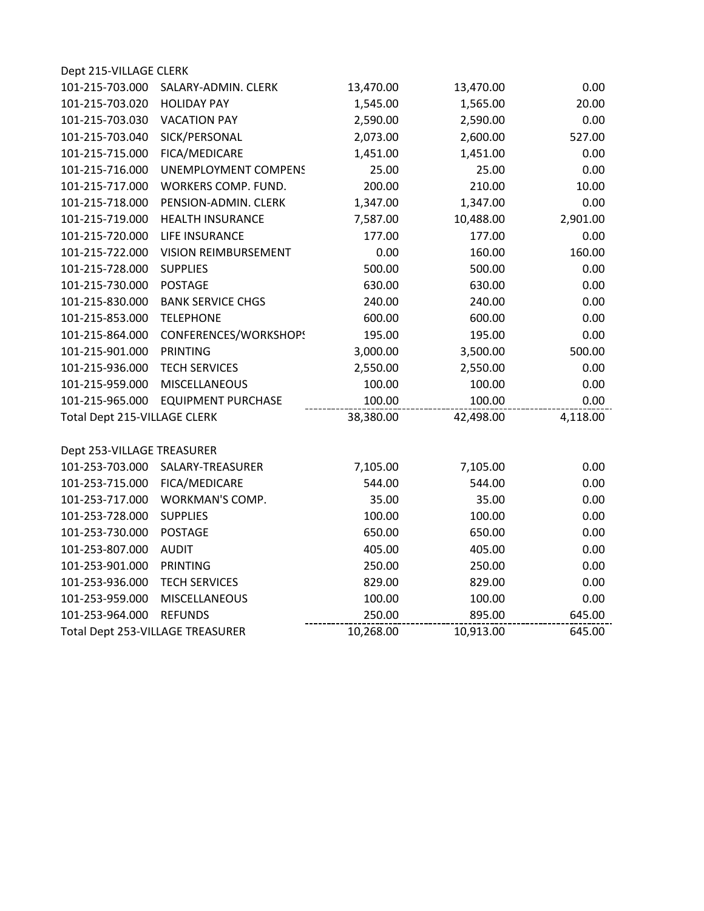| Dept 215-VILLAGE CLERK | | | | |
|---|---|---|---|---|
| 101-215-703.000 | SALARY-ADMIN. CLERK | 13,470.00 | 13,470.00 | 0.00 |
| 101-215-703.020 | HOLIDAY PAY | 1,545.00 | 1,565.00 | 20.00 |
| 101-215-703.030 | VACATION PAY | 2,590.00 | 2,590.00 | 0.00 |
| 101-215-703.040 | SICK/PERSONAL | 2,073.00 | 2,600.00 | 527.00 |
| 101-215-715.000 | FICA/MEDICARE | 1,451.00 | 1,451.00 | 0.00 |
| 101-215-716.000 | UNEMPLOYMENT COMPENS | 25.00 | 25.00 | 0.00 |
| 101-215-717.000 | WORKERS COMP. FUND. | 200.00 | 210.00 | 10.00 |
| 101-215-718.000 | PENSION-ADMIN. CLERK | 1,347.00 | 1,347.00 | 0.00 |
| 101-215-719.000 | HEALTH INSURANCE | 7,587.00 | 10,488.00 | 2,901.00 |
| 101-215-720.000 | LIFE INSURANCE | 177.00 | 177.00 | 0.00 |
| 101-215-722.000 | VISION REIMBURSEMENT | 0.00 | 160.00 | 160.00 |
| 101-215-728.000 | SUPPLIES | 500.00 | 500.00 | 0.00 |
| 101-215-730.000 | POSTAGE | 630.00 | 630.00 | 0.00 |
| 101-215-830.000 | BANK SERVICE CHGS | 240.00 | 240.00 | 0.00 |
| 101-215-853.000 | TELEPHONE | 600.00 | 600.00 | 0.00 |
| 101-215-864.000 | CONFERENCES/WORKSHOPS | 195.00 | 195.00 | 0.00 |
| 101-215-901.000 | PRINTING | 3,000.00 | 3,500.00 | 500.00 |
| 101-215-936.000 | TECH SERVICES | 2,550.00 | 2,550.00 | 0.00 |
| 101-215-959.000 | MISCELLANEOUS | 100.00 | 100.00 | 0.00 |
| 101-215-965.000 | EQUIPMENT PURCHASE | 100.00 | 100.00 | 0.00 |
| Total Dept 215-VILLAGE CLERK | | 38,380.00 | 42,498.00 | 4,118.00 |

| Dept 253-VILLAGE TREASURER | | | | |
|---|---|---|---|---|
| 101-253-703.000 | SALARY-TREASURER | 7,105.00 | 7,105.00 | 0.00 |
| 101-253-715.000 | FICA/MEDICARE | 544.00 | 544.00 | 0.00 |
| 101-253-717.000 | WORKMAN'S COMP. | 35.00 | 35.00 | 0.00 |
| 101-253-728.000 | SUPPLIES | 100.00 | 100.00 | 0.00 |
| 101-253-730.000 | POSTAGE | 650.00 | 650.00 | 0.00 |
| 101-253-807.000 | AUDIT | 405.00 | 405.00 | 0.00 |
| 101-253-901.000 | PRINTING | 250.00 | 250.00 | 0.00 |
| 101-253-936.000 | TECH SERVICES | 829.00 | 829.00 | 0.00 |
| 101-253-959.000 | MISCELLANEOUS | 100.00 | 100.00 | 0.00 |
| 101-253-964.000 | REFUNDS | 250.00 | 895.00 | 645.00 |
| Total Dept 253-VILLAGE TREASURER | | 10,268.00 | 10,913.00 | 645.00 |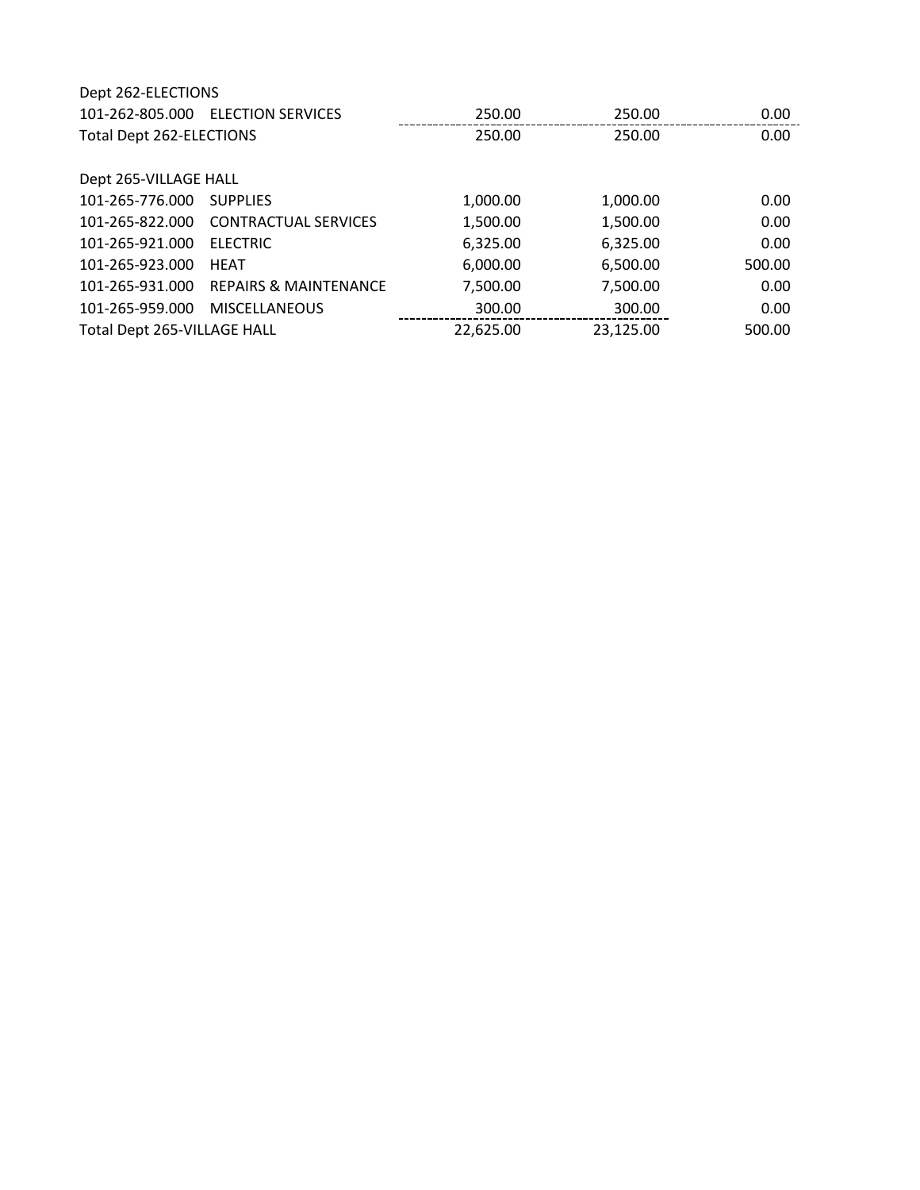| | | | | |
|---|---|---|---|---|
| Dept 262-ELECTIONS | | | | |
| 101-262-805.000 | ELECTION SERVICES | 250.00 | 250.00 | 0.00 |
| Total Dept 262-ELECTIONS | | 250.00 | 250.00 | 0.00 |
| | | | | |
| Dept 265-VILLAGE HALL | | | | |
| 101-265-776.000 | SUPPLIES | 1,000.00 | 1,000.00 | 0.00 |
| 101-265-822.000 | CONTRACTUAL SERVICES | 1,500.00 | 1,500.00 | 0.00 |
| 101-265-921.000 | ELECTRIC | 6,325.00 | 6,325.00 | 0.00 |
| 101-265-923.000 | HEAT | 6,000.00 | 6,500.00 | 500.00 |
| 101-265-931.000 | REPAIRS & MAINTENANCE | 7,500.00 | 7,500.00 | 0.00 |
| 101-265-959.000 | MISCELLANEOUS | 300.00 | 300.00 | 0.00 |
| Total Dept 265-VILLAGE HALL | | 22,625.00 | 23,125.00 | 500.00 |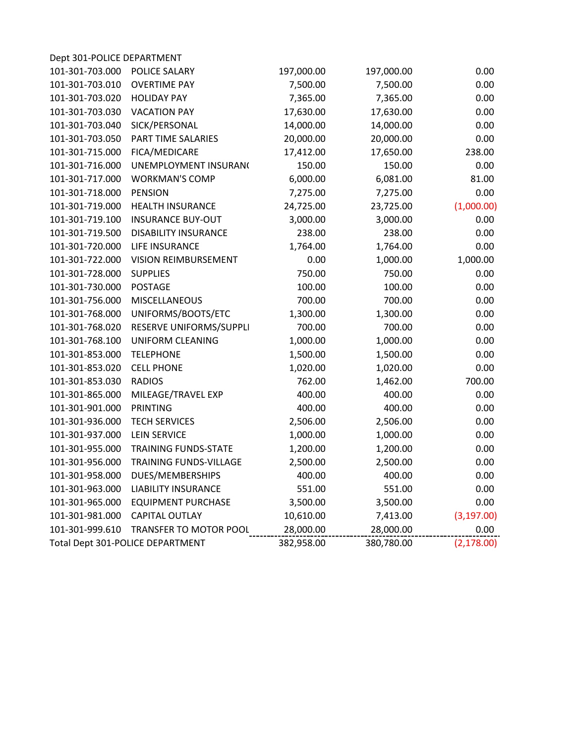Dept 301-POLICE DEPARTMENT

| | | | | |
|---|---|---|---|---|
| 101-301-703.000 | POLICE SALARY | 197,000.00 | 197,000.00 | 0.00 |
| 101-301-703.010 | OVERTIME PAY | 7,500.00 | 7,500.00 | 0.00 |
| 101-301-703.020 | HOLIDAY PAY | 7,365.00 | 7,365.00 | 0.00 |
| 101-301-703.030 | VACATION PAY | 17,630.00 | 17,630.00 | 0.00 |
| 101-301-703.040 | SICK/PERSONAL | 14,000.00 | 14,000.00 | 0.00 |
| 101-301-703.050 | PART TIME SALARIES | 20,000.00 | 20,000.00 | 0.00 |
| 101-301-715.000 | FICA/MEDICARE | 17,412.00 | 17,650.00 | 238.00 |
| 101-301-716.000 | UNEMPLOYMENT INSURAN( | 150.00 | 150.00 | 0.00 |
| 101-301-717.000 | WORKMAN'S COMP | 6,000.00 | 6,081.00 | 81.00 |
| 101-301-718.000 | PENSION | 7,275.00 | 7,275.00 | 0.00 |
| 101-301-719.000 | HEALTH INSURANCE | 24,725.00 | 23,725.00 | (1,000.00) |
| 101-301-719.100 | INSURANCE BUY-OUT | 3,000.00 | 3,000.00 | 0.00 |
| 101-301-719.500 | DISABILITY INSURANCE | 238.00 | 238.00 | 0.00 |
| 101-301-720.000 | LIFE INSURANCE | 1,764.00 | 1,764.00 | 0.00 |
| 101-301-722.000 | VISION REIMBURSEMENT | 0.00 | 1,000.00 | 1,000.00 |
| 101-301-728.000 | SUPPLIES | 750.00 | 750.00 | 0.00 |
| 101-301-730.000 | POSTAGE | 100.00 | 100.00 | 0.00 |
| 101-301-756.000 | MISCELLANEOUS | 700.00 | 700.00 | 0.00 |
| 101-301-768.000 | UNIFORMS/BOOTS/ETC | 1,300.00 | 1,300.00 | 0.00 |
| 101-301-768.020 | RESERVE UNIFORMS/SUPPLI | 700.00 | 700.00 | 0.00 |
| 101-301-768.100 | UNIFORM CLEANING | 1,000.00 | 1,000.00 | 0.00 |
| 101-301-853.000 | TELEPHONE | 1,500.00 | 1,500.00 | 0.00 |
| 101-301-853.020 | CELL PHONE | 1,020.00 | 1,020.00 | 0.00 |
| 101-301-853.030 | RADIOS | 762.00 | 1,462.00 | 700.00 |
| 101-301-865.000 | MILEAGE/TRAVEL EXP | 400.00 | 400.00 | 0.00 |
| 101-301-901.000 | PRINTING | 400.00 | 400.00 | 0.00 |
| 101-301-936.000 | TECH SERVICES | 2,506.00 | 2,506.00 | 0.00 |
| 101-301-937.000 | LEIN SERVICE | 1,000.00 | 1,000.00 | 0.00 |
| 101-301-955.000 | TRAINING FUNDS-STATE | 1,200.00 | 1,200.00 | 0.00 |
| 101-301-956.000 | TRAINING FUNDS-VILLAGE | 2,500.00 | 2,500.00 | 0.00 |
| 101-301-958.000 | DUES/MEMBERSHIPS | 400.00 | 400.00 | 0.00 |
| 101-301-963.000 | LIABILITY INSURANCE | 551.00 | 551.00 | 0.00 |
| 101-301-965.000 | EQUIPMENT PURCHASE | 3,500.00 | 3,500.00 | 0.00 |
| 101-301-981.000 | CAPITAL OUTLAY | 10,610.00 | 7,413.00 | (3,197.00) |
| 101-301-999.610 | TRANSFER TO MOTOR POOL | 28,000.00 | 28,000.00 | 0.00 |
| Total Dept 301-POLICE DEPARTMENT | | 382,958.00 | 380,780.00 | (2,178.00) |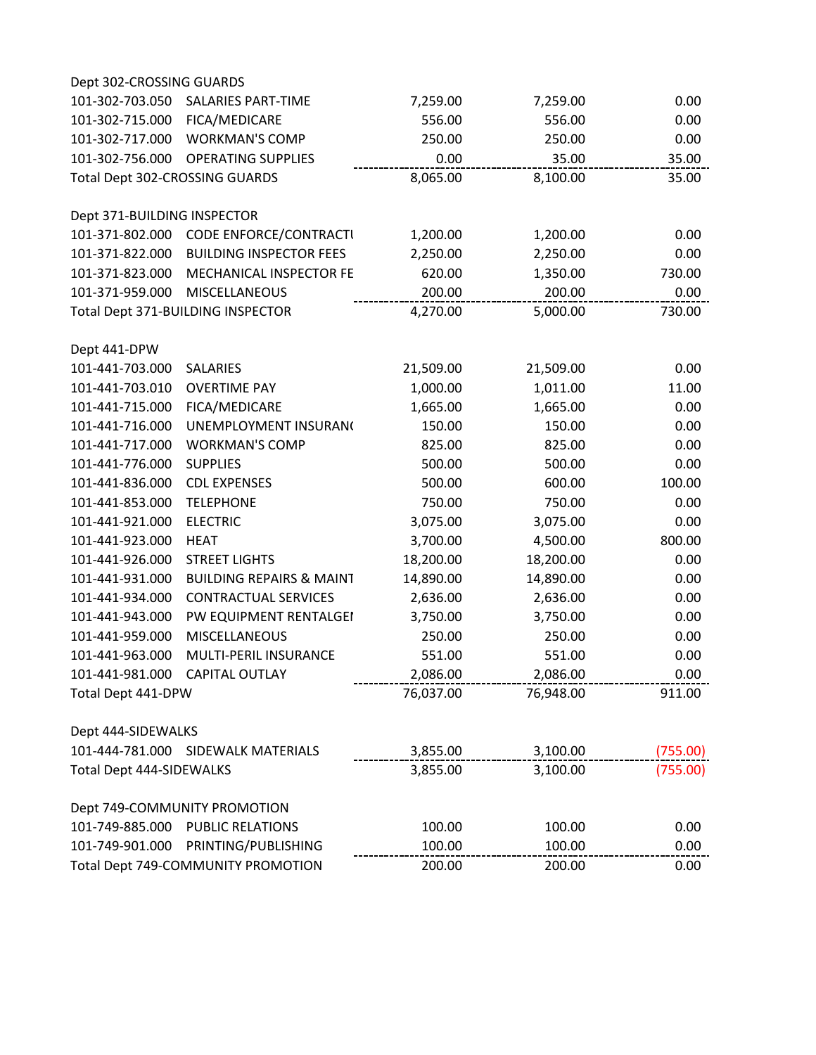| | | | | |
|---|---|---|---|---|
| **Dept 302-CROSSING GUARDS** | | | | |
| 101-302-703.050 | SALARIES PART-TIME | 7,259.00 | 7,259.00 | 0.00 |
| 101-302-715.000 | FICA/MEDICARE | 556.00 | 556.00 | 0.00 |
| 101-302-717.000 | WORKMAN'S COMP | 250.00 | 250.00 | 0.00 |
| 101-302-756.000 | OPERATING SUPPLIES | 0.00 | 35.00 | 35.00 |
| Total Dept 302-CROSSING GUARDS | | 8,065.00 | 8,100.00 | 35.00 |
| | | | | |
| **Dept 371-BUILDING INSPECTOR** | | | | |
| 101-371-802.000 | CODE ENFORCE/CONTRACTU | 1,200.00 | 1,200.00 | 0.00 |
| 101-371-822.000 | BUILDING INSPECTOR FEES | 2,250.00 | 2,250.00 | 0.00 |
| 101-371-823.000 | MECHANICAL INSPECTOR FE | 620.00 | 1,350.00 | 730.00 |
| 101-371-959.000 | MISCELLANEOUS | 200.00 | 200.00 | 0.00 |
| Total Dept 371-BUILDING INSPECTOR | | 4,270.00 | 5,000.00 | 730.00 |
| | | | | |
| **Dept 441-DPW** | | | | |
| 101-441-703.000 | SALARIES | 21,509.00 | 21,509.00 | 0.00 |
| 101-441-703.010 | OVERTIME PAY | 1,000.00 | 1,011.00 | 11.00 |
| 101-441-715.000 | FICA/MEDICARE | 1,665.00 | 1,665.00 | 0.00 |
| 101-441-716.000 | UNEMPLOYMENT INSURAN( | 150.00 | 150.00 | 0.00 |
| 101-441-717.000 | WORKMAN'S COMP | 825.00 | 825.00 | 0.00 |
| 101-441-776.000 | SUPPLIES | 500.00 | 500.00 | 0.00 |
| 101-441-836.000 | CDL EXPENSES | 500.00 | 600.00 | 100.00 |
| 101-441-853.000 | TELEPHONE | 750.00 | 750.00 | 0.00 |
| 101-441-921.000 | ELECTRIC | 3,075.00 | 3,075.00 | 0.00 |
| 101-441-923.000 | HEAT | 3,700.00 | 4,500.00 | 800.00 |
| 101-441-926.000 | STREET LIGHTS | 18,200.00 | 18,200.00 | 0.00 |
| 101-441-931.000 | BUILDING REPAIRS & MAINT | 14,890.00 | 14,890.00 | 0.00 |
| 101-441-934.000 | CONTRACTUAL SERVICES | 2,636.00 | 2,636.00 | 0.00 |
| 101-441-943.000 | PW EQUIPMENT RENTALGEI | 3,750.00 | 3,750.00 | 0.00 |
| 101-441-959.000 | MISCELLANEOUS | 250.00 | 250.00 | 0.00 |
| 101-441-963.000 | MULTI-PERIL INSURANCE | 551.00 | 551.00 | 0.00 |
| 101-441-981.000 | CAPITAL OUTLAY | 2,086.00 | 2,086.00 | 0.00 |
| Total Dept 441-DPW | | 76,037.00 | 76,948.00 | 911.00 |
| | | | | |
| **Dept 444-SIDEWALKS** | | | | |
| 101-444-781.000 | SIDEWALK MATERIALS | 3,855.00 | 3,100.00 | (755.00) |
| Total Dept 444-SIDEWALKS | | 3,855.00 | 3,100.00 | (755.00) |
| | | | | |
| **Dept 749-COMMUNITY PROMOTION** | | | | |
| 101-749-885.000 | PUBLIC RELATIONS | 100.00 | 100.00 | 0.00 |
| 101-749-901.000 | PRINTING/PUBLISHING | 100.00 | 100.00 | 0.00 |
| Total Dept 749-COMMUNITY PROMOTION | | 200.00 | 200.00 | 0.00 |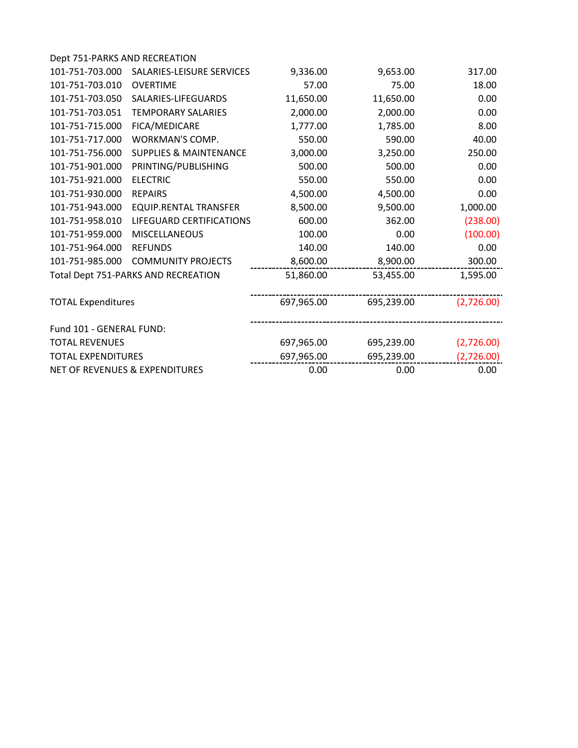| Dept 751-PARKS AND RECREATION | | | | |
|---|---|---|---|---|
| 101-751-703.000 | SALARIES-LEISURE SERVICES | 9,336.00 | 9,653.00 | 317.00 |
| 101-751-703.010 | OVERTIME | 57.00 | 75.00 | 18.00 |
| 101-751-703.050 | SALARIES-LIFEGUARDS | 11,650.00 | 11,650.00 | 0.00 |
| 101-751-703.051 | TEMPORARY SALARIES | 2,000.00 | 2,000.00 | 0.00 |
| 101-751-715.000 | FICA/MEDICARE | 1,777.00 | 1,785.00 | 8.00 |
| 101-751-717.000 | WORKMAN'S COMP. | 550.00 | 590.00 | 40.00 |
| 101-751-756.000 | SUPPLIES & MAINTENANCE | 3,000.00 | 3,250.00 | 250.00 |
| 101-751-901.000 | PRINTING/PUBLISHING | 500.00 | 500.00 | 0.00 |
| 101-751-921.000 | ELECTRIC | 550.00 | 550.00 | 0.00 |
| 101-751-930.000 | REPAIRS | 4,500.00 | 4,500.00 | 0.00 |
| 101-751-943.000 | EQUIP.RENTAL TRANSFER | 8,500.00 | 9,500.00 | 1,000.00 |
| 101-751-958.010 | LIFEGUARD CERTIFICATIONS | 600.00 | 362.00 | (238.00) |
| 101-751-959.000 | MISCELLANEOUS | 100.00 | 0.00 | (100.00) |
| 101-751-964.000 | REFUNDS | 140.00 | 140.00 | 0.00 |
| 101-751-985.000 | COMMUNITY PROJECTS | 8,600.00 | 8,900.00 | 300.00 |
| Total Dept 751-PARKS AND RECREATION | | 51,860.00 | 53,455.00 | 1,595.00 |
| TOTAL Expenditures | | 697,965.00 | 695,239.00 | (2,726.00) |
| Fund 101 - GENERAL FUND: | | | | |
| TOTAL REVENUES | | 697,965.00 | 695,239.00 | (2,726.00) |
| TOTAL EXPENDITURES | | 697,965.00 | 695,239.00 | (2,726.00) |
| NET OF REVENUES & EXPENDITURES | | 0.00 | 0.00 | 0.00 |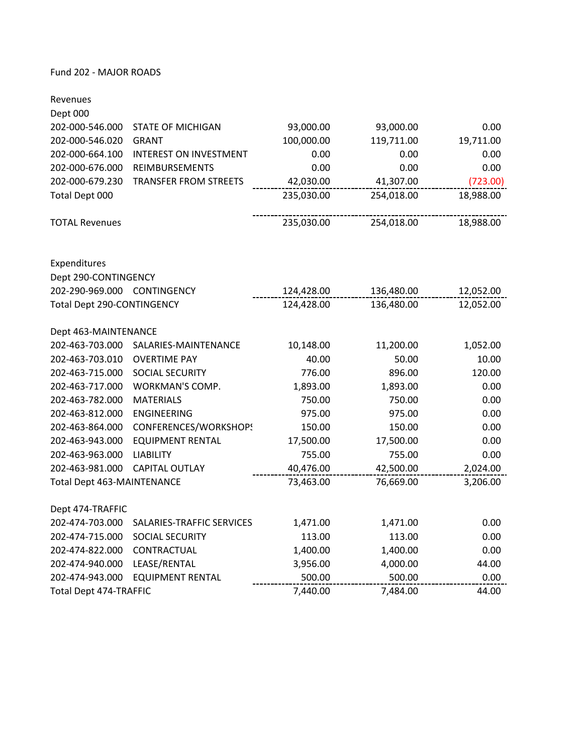Fund 202 - MAJOR ROADS

| | | | | |
|---|---|---|---|---|
| Revenues | | | | |
| Dept 000 | | | | |
| 202-000-546.000 | STATE OF MICHIGAN | 93,000.00 | 93,000.00 | 0.00 |
| 202-000-546.020 | GRANT | 100,000.00 | 119,711.00 | 19,711.00 |
| 202-000-664.100 | INTEREST ON INVESTMENT | 0.00 | 0.00 | 0.00 |
| 202-000-676.000 | REIMBURSEMENTS | 0.00 | 0.00 | 0.00 |
| 202-000-679.230 | TRANSFER FROM STREETS | 42,030.00 | 41,307.00 | (723.00) |
| Total Dept 000 | | 235,030.00 | 254,018.00 | 18,988.00 |
| | | | | |
| TOTAL Revenues | | 235,030.00 | 254,018.00 | 18,988.00 |
| | | | | |
| Expenditures | | | | |
| Dept 290-CONTINGENCY | | | | |
| 202-290-969.000 | CONTINGENCY | 124,428.00 | 136,480.00 | 12,052.00 |
| Total Dept 290-CONTINGENCY | | 124,428.00 | 136,480.00 | 12,052.00 |
| | | | | |
| Dept 463-MAINTENANCE | | | | |
| 202-463-703.000 | SALARIES-MAINTENANCE | 10,148.00 | 11,200.00 | 1,052.00 |
| 202-463-703.010 | OVERTIME PAY | 40.00 | 50.00 | 10.00 |
| 202-463-715.000 | SOCIAL SECURITY | 776.00 | 896.00 | 120.00 |
| 202-463-717.000 | WORKMAN'S COMP. | 1,893.00 | 1,893.00 | 0.00 |
| 202-463-782.000 | MATERIALS | 750.00 | 750.00 | 0.00 |
| 202-463-812.000 | ENGINEERING | 975.00 | 975.00 | 0.00 |
| 202-463-864.000 | CONFERENCES/WORKSHOPS | 150.00 | 150.00 | 0.00 |
| 202-463-943.000 | EQUIPMENT RENTAL | 17,500.00 | 17,500.00 | 0.00 |
| 202-463-963.000 | LIABILITY | 755.00 | 755.00 | 0.00 |
| 202-463-981.000 | CAPITAL OUTLAY | 40,476.00 | 42,500.00 | 2,024.00 |
| Total Dept 463-MAINTENANCE | | 73,463.00 | 76,669.00 | 3,206.00 |
| | | | | |
| Dept 474-TRAFFIC | | | | |
| 202-474-703.000 | SALARIES-TRAFFIC SERVICES | 1,471.00 | 1,471.00 | 0.00 |
| 202-474-715.000 | SOCIAL SECURITY | 113.00 | 113.00 | 0.00 |
| 202-474-822.000 | CONTRACTUAL | 1,400.00 | 1,400.00 | 0.00 |
| 202-474-940.000 | LEASE/RENTAL | 3,956.00 | 4,000.00 | 44.00 |
| 202-474-943.000 | EQUIPMENT RENTAL | 500.00 | 500.00 | 0.00 |
| Total Dept 474-TRAFFIC | | 7,440.00 | 7,484.00 | 44.00 |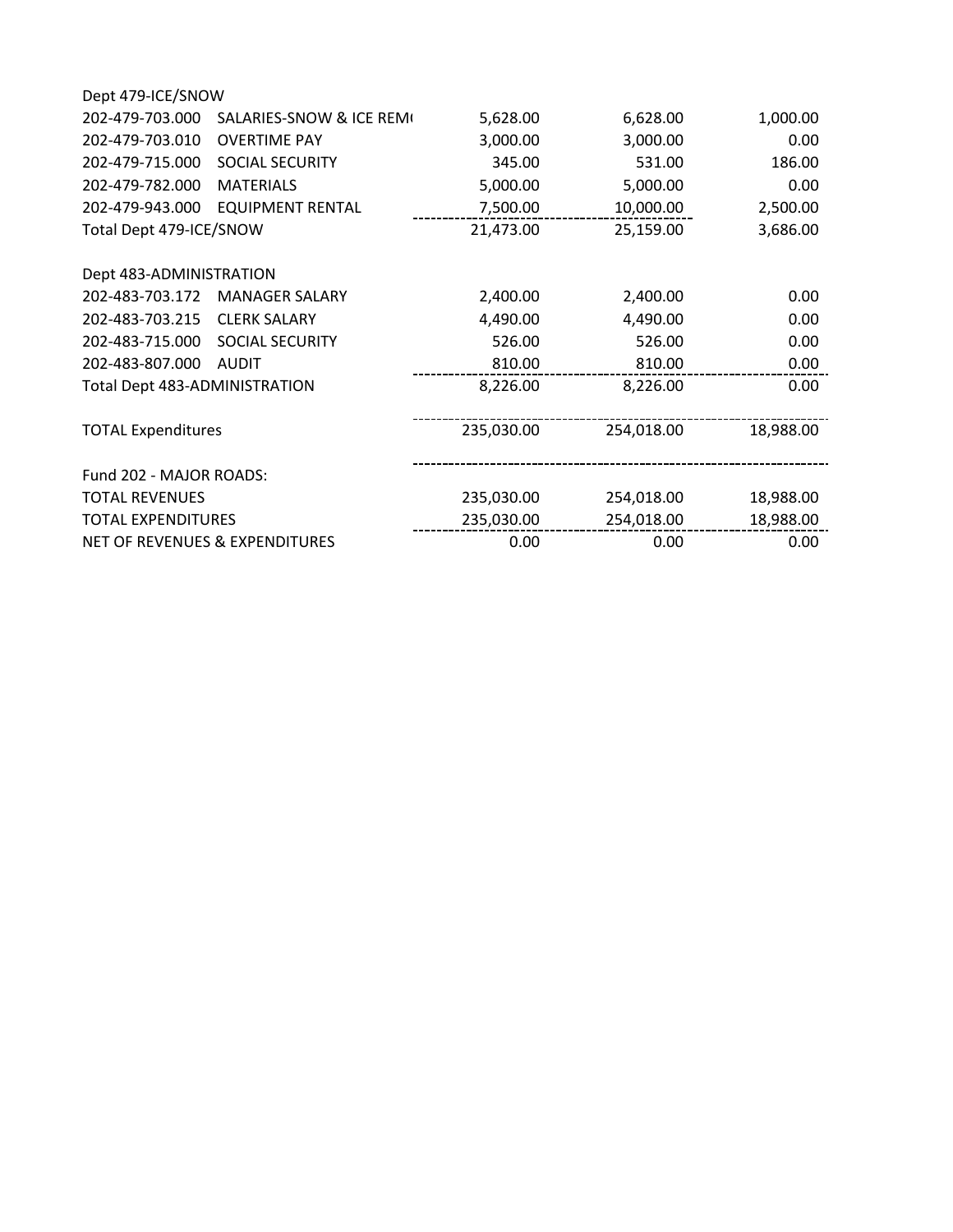| Account | Description | | | |
|---|---|---|---|---|
| Dept 479-ICE/SNOW | | | | |
| 202-479-703.000 | SALARIES-SNOW & ICE REM( | 5,628.00 | 6,628.00 | 1,000.00 |
| 202-479-703.010 | OVERTIME PAY | 3,000.00 | 3,000.00 | 0.00 |
| 202-479-715.000 | SOCIAL SECURITY | 345.00 | 531.00 | 186.00 |
| 202-479-782.000 | MATERIALS | 5,000.00 | 5,000.00 | 0.00 |
| 202-479-943.000 | EQUIPMENT RENTAL | 7,500.00 | 10,000.00 | 2,500.00 |
| Total Dept 479-ICE/SNOW | | 21,473.00 | 25,159.00 | 3,686.00 |
| | | | | |
| Dept 483-ADMINISTRATION | | | | |
| 202-483-703.172 | MANAGER SALARY | 2,400.00 | 2,400.00 | 0.00 |
| 202-483-703.215 | CLERK SALARY | 4,490.00 | 4,490.00 | 0.00 |
| 202-483-715.000 | SOCIAL SECURITY | 526.00 | 526.00 | 0.00 |
| 202-483-807.000 | AUDIT | 810.00 | 810.00 | 0.00 |
| Total Dept 483-ADMINISTRATION | | 8,226.00 | 8,226.00 | 0.00 |
| | | | | |
| TOTAL Expenditures | | 235,030.00 | 254,018.00 | 18,988.00 |
| | | | | |
| Fund 202 - MAJOR ROADS: | | | | |
| TOTAL REVENUES | | 235,030.00 | 254,018.00 | 18,988.00 |
| TOTAL EXPENDITURES | | 235,030.00 | 254,018.00 | 18,988.00 |
| NET OF REVENUES & EXPENDITURES | | 0.00 | 0.00 | 0.00 |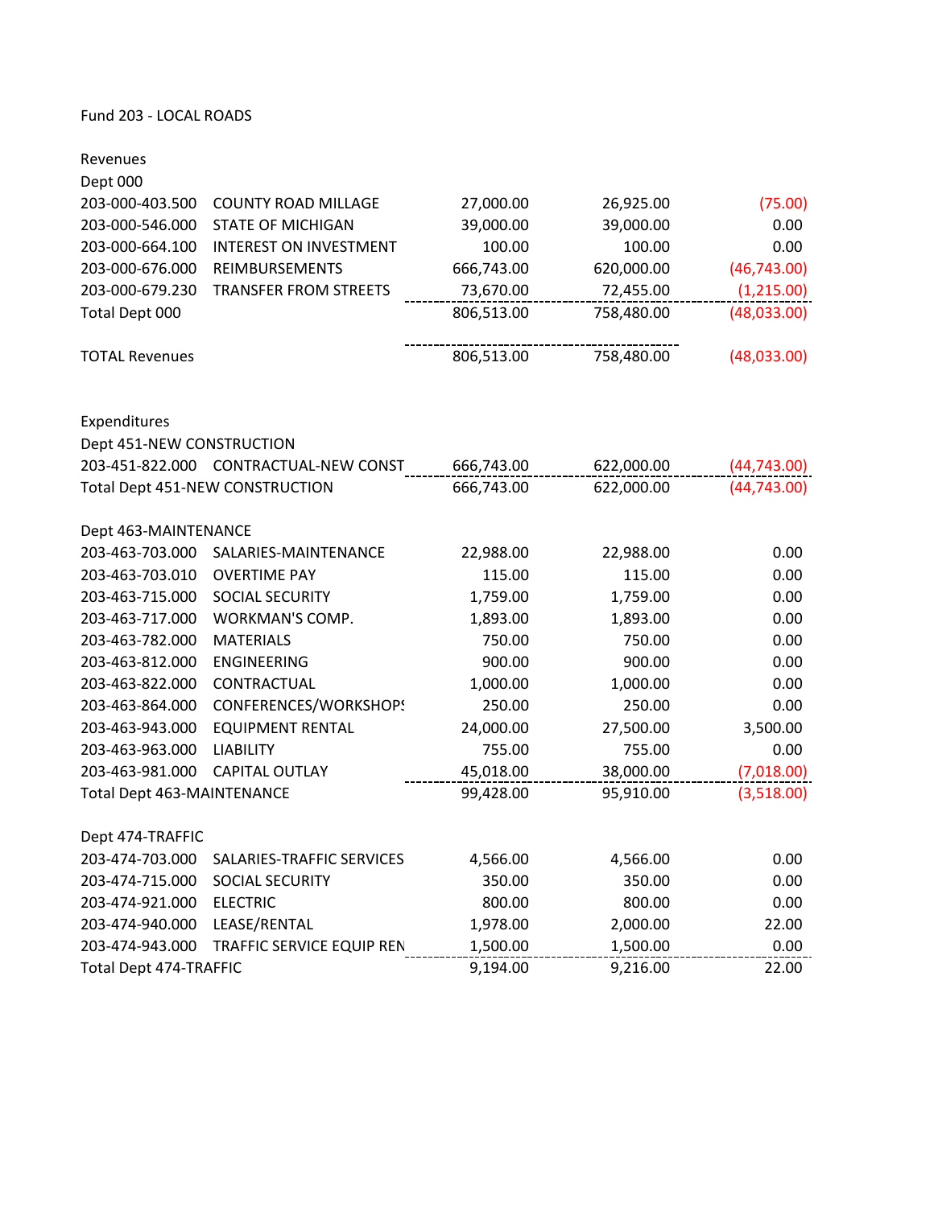Fund 203 - LOCAL ROADS

| | | | | |
|---|---|---|---|---|
| **Revenues** | | | | |
| Dept 000 | | | | |
| 203-000-403.500 | COUNTY ROAD MILLAGE | 27,000.00 | 26,925.00 | (75.00) |
| 203-000-546.000 | STATE OF MICHIGAN | 39,000.00 | 39,000.00 | 0.00 |
| 203-000-664.100 | INTEREST ON INVESTMENT | 100.00 | 100.00 | 0.00 |
| 203-000-676.000 | REIMBURSEMENTS | 666,743.00 | 620,000.00 | (46,743.00) |
| 203-000-679.230 | TRANSFER FROM STREETS | 73,670.00 | 72,455.00 | (1,215.00) |
| Total Dept 000 | | 806,513.00 | 758,480.00 | (48,033.00) |
| | | | | |
| TOTAL Revenues | | 806,513.00 | 758,480.00 | (48,033.00) |
| | | | | |
| **Expenditures** | | | | |
| Dept 451-NEW CONSTRUCTION | | | | |
| 203-451-822.000 | CONTRACTUAL-NEW CONST | 666,743.00 | 622,000.00 | (44,743.00) |
| Total Dept 451-NEW CONSTRUCTION | | 666,743.00 | 622,000.00 | (44,743.00) |
| | | | | |
| Dept 463-MAINTENANCE | | | | |
| 203-463-703.000 | SALARIES-MAINTENANCE | 22,988.00 | 22,988.00 | 0.00 |
| 203-463-703.010 | OVERTIME PAY | 115.00 | 115.00 | 0.00 |
| 203-463-715.000 | SOCIAL SECURITY | 1,759.00 | 1,759.00 | 0.00 |
| 203-463-717.000 | WORKMAN'S COMP. | 1,893.00 | 1,893.00 | 0.00 |
| 203-463-782.000 | MATERIALS | 750.00 | 750.00 | 0.00 |
| 203-463-812.000 | ENGINEERING | 900.00 | 900.00 | 0.00 |
| 203-463-822.000 | CONTRACTUAL | 1,000.00 | 1,000.00 | 0.00 |
| 203-463-864.000 | CONFERENCES/WORKSHOPS | 250.00 | 250.00 | 0.00 |
| 203-463-943.000 | EQUIPMENT RENTAL | 24,000.00 | 27,500.00 | 3,500.00 |
| 203-463-963.000 | LIABILITY | 755.00 | 755.00 | 0.00 |
| 203-463-981.000 | CAPITAL OUTLAY | 45,018.00 | 38,000.00 | (7,018.00) |
| Total Dept 463-MAINTENANCE | | 99,428.00 | 95,910.00 | (3,518.00) |
| | | | | |
| Dept 474-TRAFFIC | | | | |
| 203-474-703.000 | SALARIES-TRAFFIC SERVICES | 4,566.00 | 4,566.00 | 0.00 |
| 203-474-715.000 | SOCIAL SECURITY | 350.00 | 350.00 | 0.00 |
| 203-474-921.000 | ELECTRIC | 800.00 | 800.00 | 0.00 |
| 203-474-940.000 | LEASE/RENTAL | 1,978.00 | 2,000.00 | 22.00 |
| 203-474-943.000 | TRAFFIC SERVICE EQUIP REN | 1,500.00 | 1,500.00 | 0.00 |
| Total Dept 474-TRAFFIC | | 9,194.00 | 9,216.00 | 22.00 |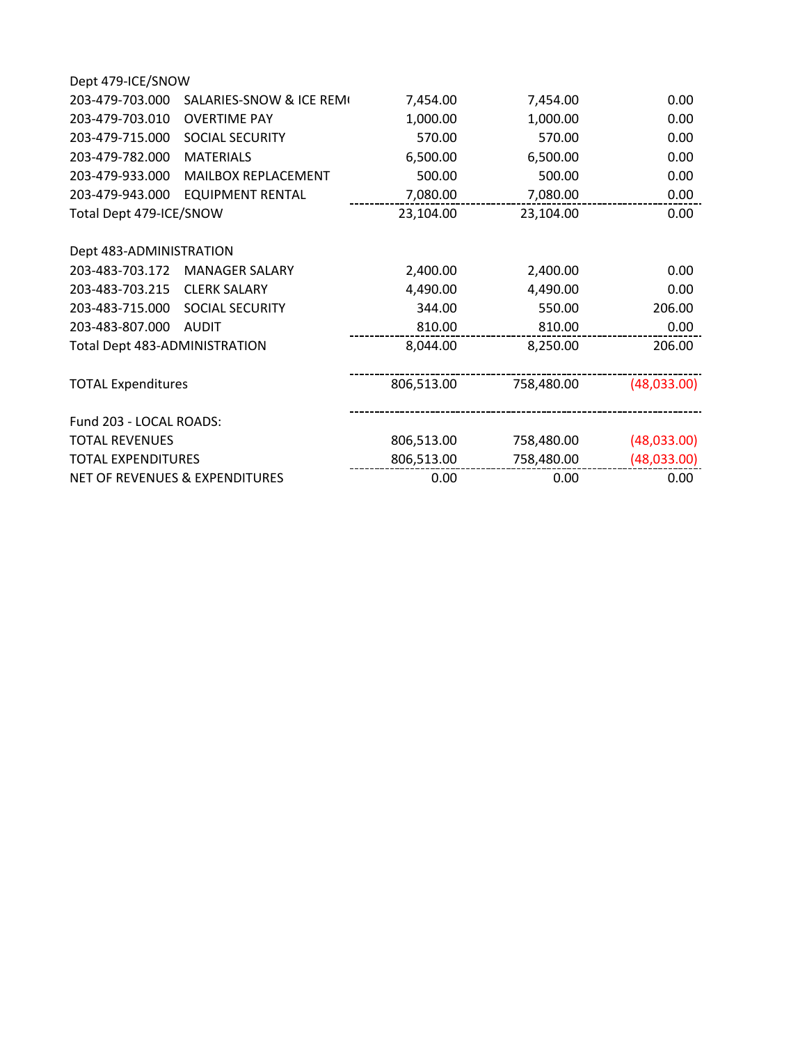| | | | | |
|---|---|---|---|---|
| Dept 479-ICE/SNOW | | | | |
| 203-479-703.000 | SALARIES-SNOW & ICE REM( | 7,454.00 | 7,454.00 | 0.00 |
| 203-479-703.010 | OVERTIME PAY | 1,000.00 | 1,000.00 | 0.00 |
| 203-479-715.000 | SOCIAL SECURITY | 570.00 | 570.00 | 0.00 |
| 203-479-782.000 | MATERIALS | 6,500.00 | 6,500.00 | 0.00 |
| 203-479-933.000 | MAILBOX REPLACEMENT | 500.00 | 500.00 | 0.00 |
| 203-479-943.000 | EQUIPMENT RENTAL | 7,080.00 | 7,080.00 | 0.00 |
| Total Dept 479-ICE/SNOW | | 23,104.00 | 23,104.00 | 0.00 |
| | | | | |
| Dept 483-ADMINISTRATION | | | | |
| 203-483-703.172 | MANAGER SALARY | 2,400.00 | 2,400.00 | 0.00 |
| 203-483-703.215 | CLERK SALARY | 4,490.00 | 4,490.00 | 0.00 |
| 203-483-715.000 | SOCIAL SECURITY | 344.00 | 550.00 | 206.00 |
| 203-483-807.000 | AUDIT | 810.00 | 810.00 | 0.00 |
| Total Dept 483-ADMINISTRATION | | 8,044.00 | 8,250.00 | 206.00 |
| | | | | |
| TOTAL Expenditures | | 806,513.00 | 758,480.00 | (48,033.00) |
| | | | | |
| Fund 203 - LOCAL ROADS: | | | | |
| TOTAL REVENUES | | 806,513.00 | 758,480.00 | (48,033.00) |
| TOTAL EXPENDITURES | | 806,513.00 | 758,480.00 | (48,033.00) |
| NET OF REVENUES & EXPENDITURES | | 0.00 | 0.00 | 0.00 |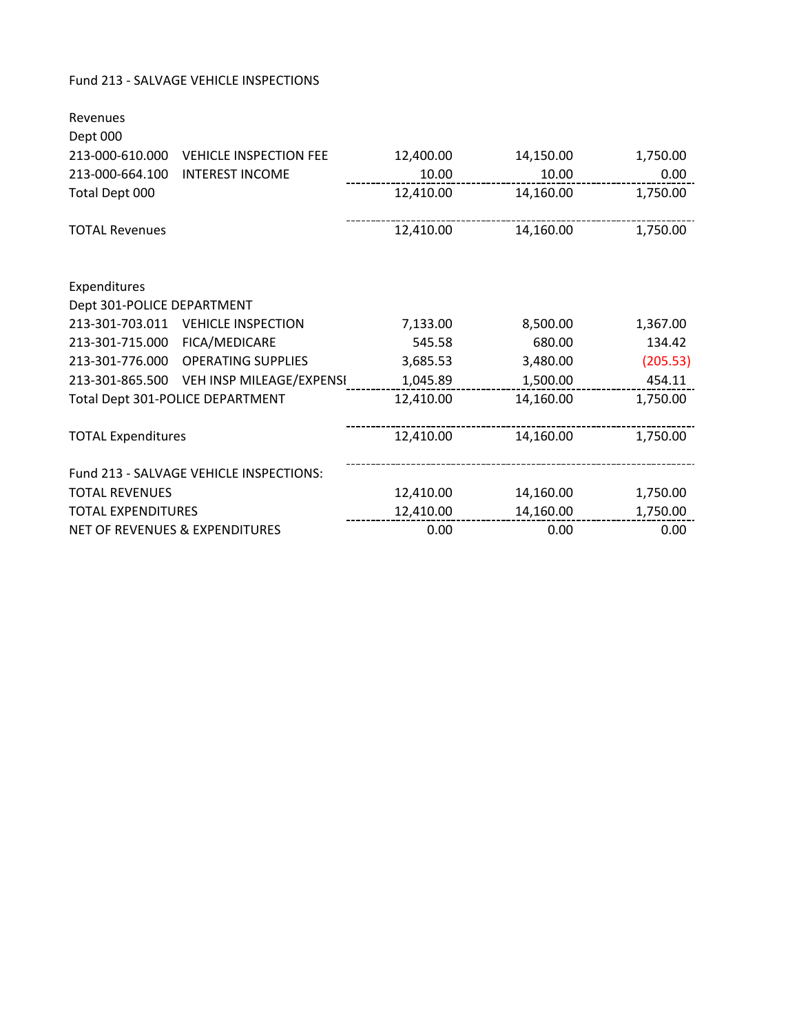Fund 213 - SALVAGE VEHICLE INSPECTIONS

| | | | | |
|---|---|---|---|---|
| Revenues | | | | |
| Dept 000 | | | | |
| 213-000-610.000 | VEHICLE INSPECTION FEE | 12,400.00 | 14,150.00 | 1,750.00 |
| 213-000-664.100 | INTEREST INCOME | 10.00 | 10.00 | 0.00 |
| Total Dept 000 | | 12,410.00 | 14,160.00 | 1,750.00 |
| TOTAL Revenues | | 12,410.00 | 14,160.00 | 1,750.00 |
| Expenditures | | | | |
| Dept 301-POLICE DEPARTMENT | | | | |
| 213-301-703.011 | VEHICLE INSPECTION | 7,133.00 | 8,500.00 | 1,367.00 |
| 213-301-715.000 | FICA/MEDICARE | 545.58 | 680.00 | 134.42 |
| 213-301-776.000 | OPERATING SUPPLIES | 3,685.53 | 3,480.00 | (205.53) |
| 213-301-865.500 | VEH INSP MILEAGE/EXPENSI | 1,045.89 | 1,500.00 | 454.11 |
| Total Dept 301-POLICE DEPARTMENT | | 12,410.00 | 14,160.00 | 1,750.00 |
| TOTAL Expenditures | | 12,410.00 | 14,160.00 | 1,750.00 |
| Fund 213 - SALVAGE VEHICLE INSPECTIONS: | | | | |
| TOTAL REVENUES | | 12,410.00 | 14,160.00 | 1,750.00 |
| TOTAL EXPENDITURES | | 12,410.00 | 14,160.00 | 1,750.00 |
| NET OF REVENUES & EXPENDITURES | | 0.00 | 0.00 | 0.00 |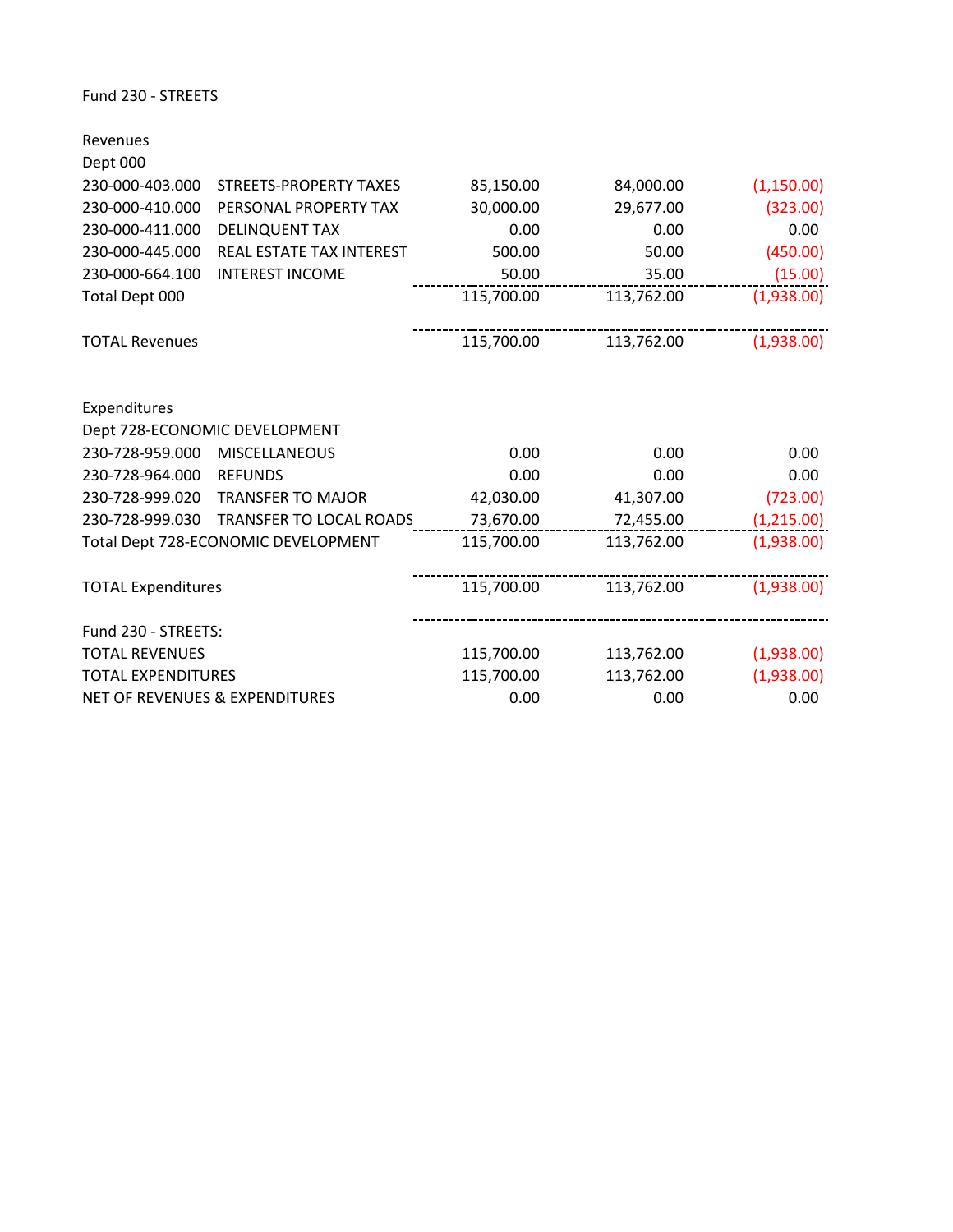Fund 230 - STREETS

| | | | | |
|---|---|---|---|---|
| **Revenues** | | | | |
| Dept 000 | | | | |
| 230-000-403.000 | STREETS-PROPERTY TAXES | 85,150.00 | 84,000.00 | (1,150.00) |
| 230-000-410.000 | PERSONAL PROPERTY TAX | 30,000.00 | 29,677.00 | (323.00) |
| 230-000-411.000 | DELINQUENT TAX | 0.00 | 0.00 | 0.00 |
| 230-000-445.000 | REAL ESTATE TAX INTEREST | 500.00 | 50.00 | (450.00) |
| 230-000-664.100 | INTEREST INCOME | 50.00 | 35.00 | (15.00) |
| Total Dept 000 | | 115,700.00 | 113,762.00 | (1,938.00) |
| | | | | |
| TOTAL Revenues | | 115,700.00 | 113,762.00 | (1,938.00) |
| | | | | |
| **Expenditures** | | | | |
| Dept 728-ECONOMIC DEVELOPMENT | | | | |
| 230-728-959.000 | MISCELLANEOUS | 0.00 | 0.00 | 0.00 |
| 230-728-964.000 | REFUNDS | 0.00 | 0.00 | 0.00 |
| 230-728-999.020 | TRANSFER TO MAJOR | 42,030.00 | 41,307.00 | (723.00) |
| 230-728-999.030 | TRANSFER TO LOCAL ROADS | 73,670.00 | 72,455.00 | (1,215.00) |
| Total Dept 728-ECONOMIC DEVELOPMENT | | 115,700.00 | 113,762.00 | (1,938.00) |
| | | | | |
| TOTAL Expenditures | | 115,700.00 | 113,762.00 | (1,938.00) |
| | | | | |
| Fund 230 - STREETS: | | | | |
| TOTAL REVENUES | | 115,700.00 | 113,762.00 | (1,938.00) |
| TOTAL EXPENDITURES | | 115,700.00 | 113,762.00 | (1,938.00) |
| NET OF REVENUES & EXPENDITURES | | 0.00 | 0.00 | 0.00 |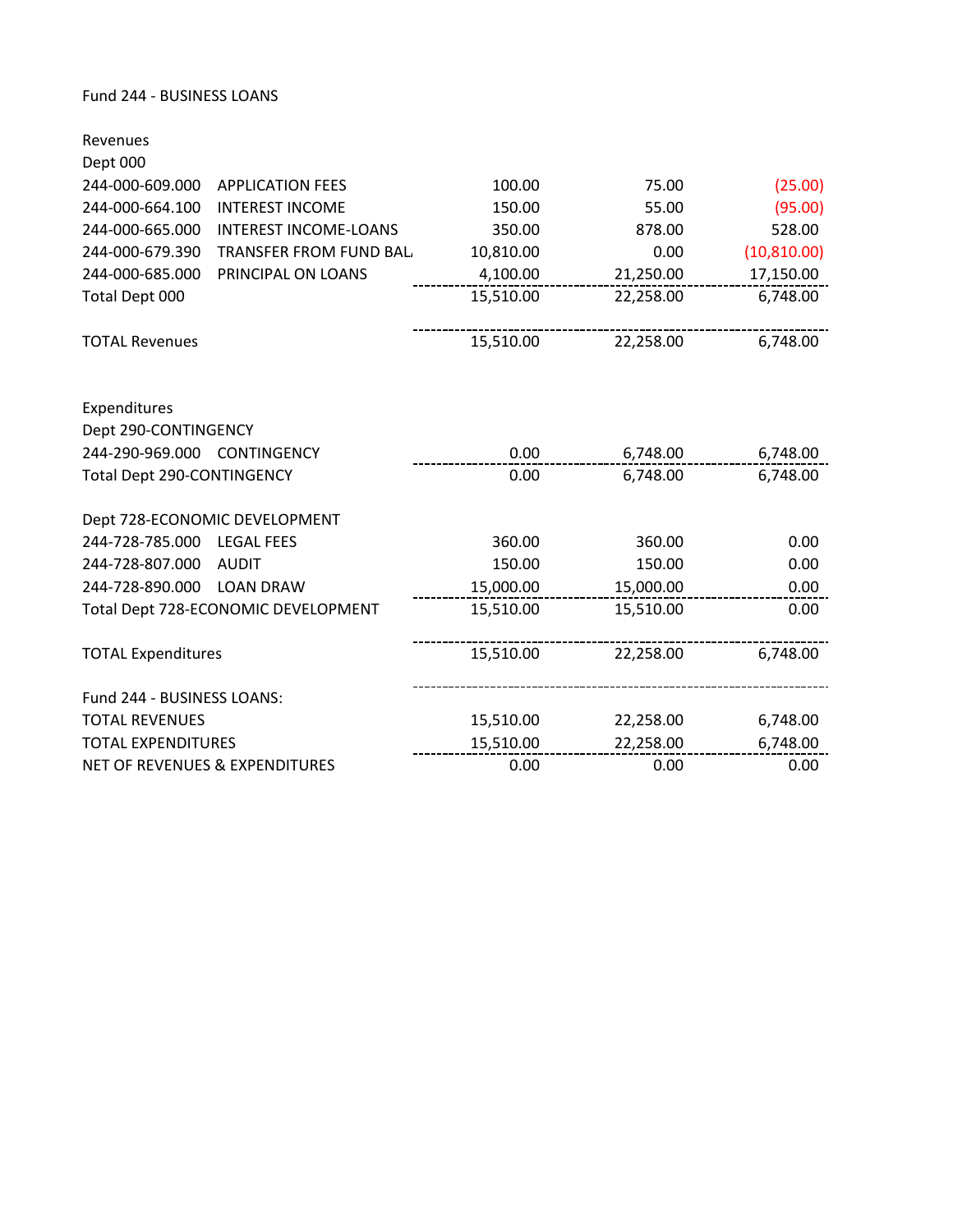Fund 244 - BUSINESS LOANS

| | | | | |
|---|---|---|---|---|
| **Revenues** | | | | |
| Dept 000 | | | | |
| 244-000-609.000 | APPLICATION FEES | 100.00 | 75.00 | (25.00) |
| 244-000-664.100 | INTEREST INCOME | 150.00 | 55.00 | (95.00) |
| 244-000-665.000 | INTEREST INCOME-LOANS | 350.00 | 878.00 | 528.00 |
| 244-000-679.390 | TRANSFER FROM FUND BAL. | 10,810.00 | 0.00 | (10,810.00) |
| 244-000-685.000 | PRINCIPAL ON LOANS | 4,100.00 | 21,250.00 | 17,150.00 |
| Total Dept 000 | | 15,510.00 | 22,258.00 | 6,748.00 |
| TOTAL Revenues | | 15,510.00 | 22,258.00 | 6,748.00 |
| **Expenditures** | | | | |
| Dept 290-CONTINGENCY | | | | |
| 244-290-969.000 | CONTINGENCY | 0.00 | 6,748.00 | 6,748.00 |
| Total Dept 290-CONTINGENCY | | 0.00 | 6,748.00 | 6,748.00 |
| Dept 728-ECONOMIC DEVELOPMENT | | | | |
| 244-728-785.000 | LEGAL FEES | 360.00 | 360.00 | 0.00 |
| 244-728-807.000 | AUDIT | 150.00 | 150.00 | 0.00 |
| 244-728-890.000 | LOAN DRAW | 15,000.00 | 15,000.00 | 0.00 |
| Total Dept 728-ECONOMIC DEVELOPMENT | | 15,510.00 | 15,510.00 | 0.00 |
| TOTAL Expenditures | | 15,510.00 | 22,258.00 | 6,748.00 |
| Fund 244 - BUSINESS LOANS: | | | | |
| TOTAL REVENUES | | 15,510.00 | 22,258.00 | 6,748.00 |
| TOTAL EXPENDITURES | | 15,510.00 | 22,258.00 | 6,748.00 |
| NET OF REVENUES & EXPENDITURES | | 0.00 | 0.00 | 0.00 |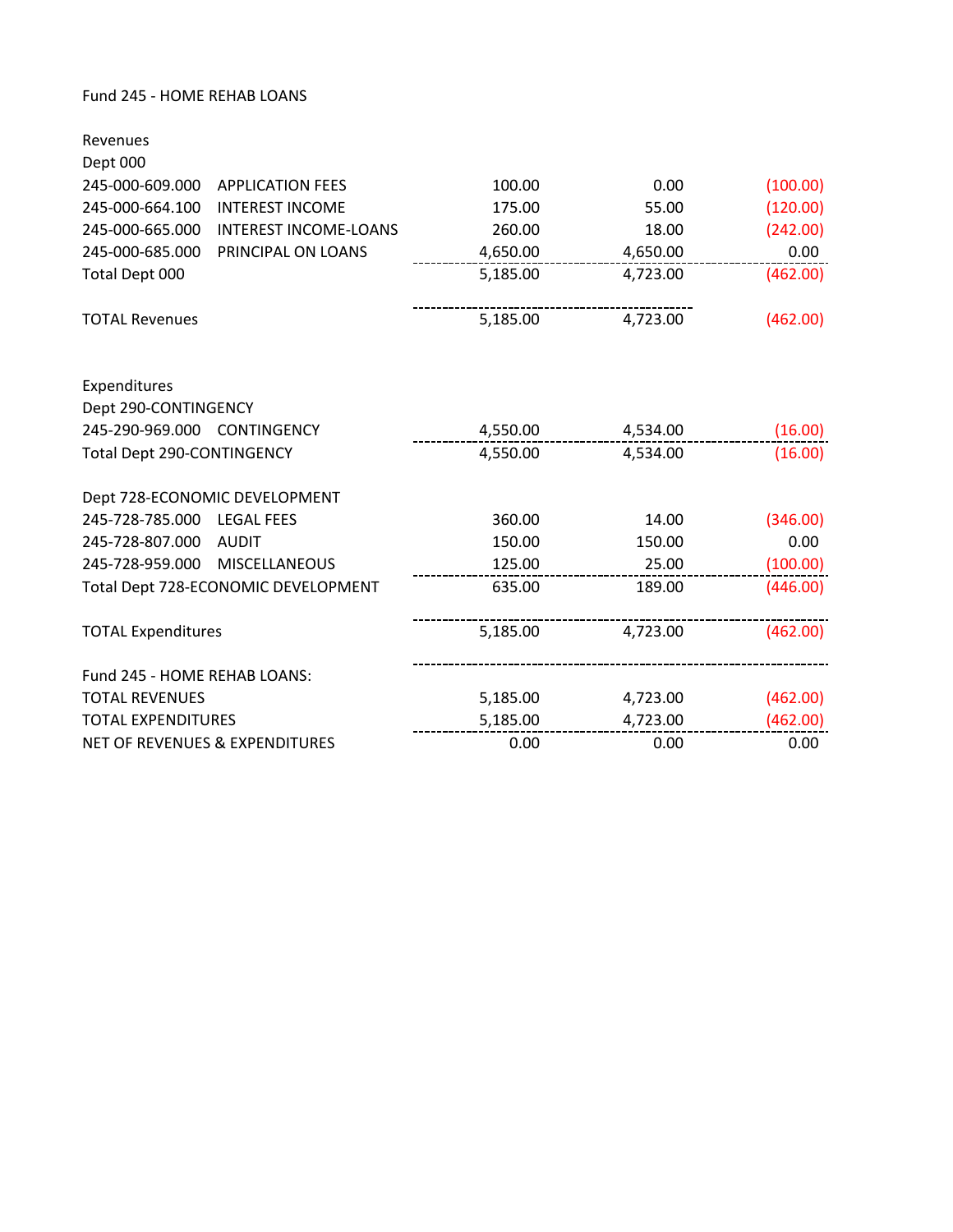Fund 245 - HOME REHAB LOANS

| | | | | |
|---|---|---|---|---|
| **Revenues** | | | | |
| Dept 000 | | | | |
| 245-000-609.000 | APPLICATION FEES | 100.00 | 0.00 | (100.00) |
| 245-000-664.100 | INTEREST INCOME | 175.00 | 55.00 | (120.00) |
| 245-000-665.000 | INTEREST INCOME-LOANS | 260.00 | 18.00 | (242.00) |
| 245-000-685.000 | PRINCIPAL ON LOANS | 4,650.00 | 4,650.00 | 0.00 |
| Total Dept 000 | | 5,185.00 | 4,723.00 | (462.00) |
| TOTAL Revenues | | 5,185.00 | 4,723.00 | (462.00) |
| **Expenditures** | | | | |
| Dept 290-CONTINGENCY | | | | |
| 245-290-969.000 | CONTINGENCY | 4,550.00 | 4,534.00 | (16.00) |
| Total Dept 290-CONTINGENCY | | 4,550.00 | 4,534.00 | (16.00) |
| Dept 728-ECONOMIC DEVELOPMENT | | | | |
| 245-728-785.000 | LEGAL FEES | 360.00 | 14.00 | (346.00) |
| 245-728-807.000 | AUDIT | 150.00 | 150.00 | 0.00 |
| 245-728-959.000 | MISCELLANEOUS | 125.00 | 25.00 | (100.00) |
| Total Dept 728-ECONOMIC DEVELOPMENT | | 635.00 | 189.00 | (446.00) |
| TOTAL Expenditures | | 5,185.00 | 4,723.00 | (462.00) |
| Fund 245 - HOME REHAB LOANS: | | | | |
| TOTAL REVENUES | | 5,185.00 | 4,723.00 | (462.00) |
| TOTAL EXPENDITURES | | 5,185.00 | 4,723.00 | (462.00) |
| NET OF REVENUES & EXPENDITURES | | 0.00 | 0.00 | 0.00 |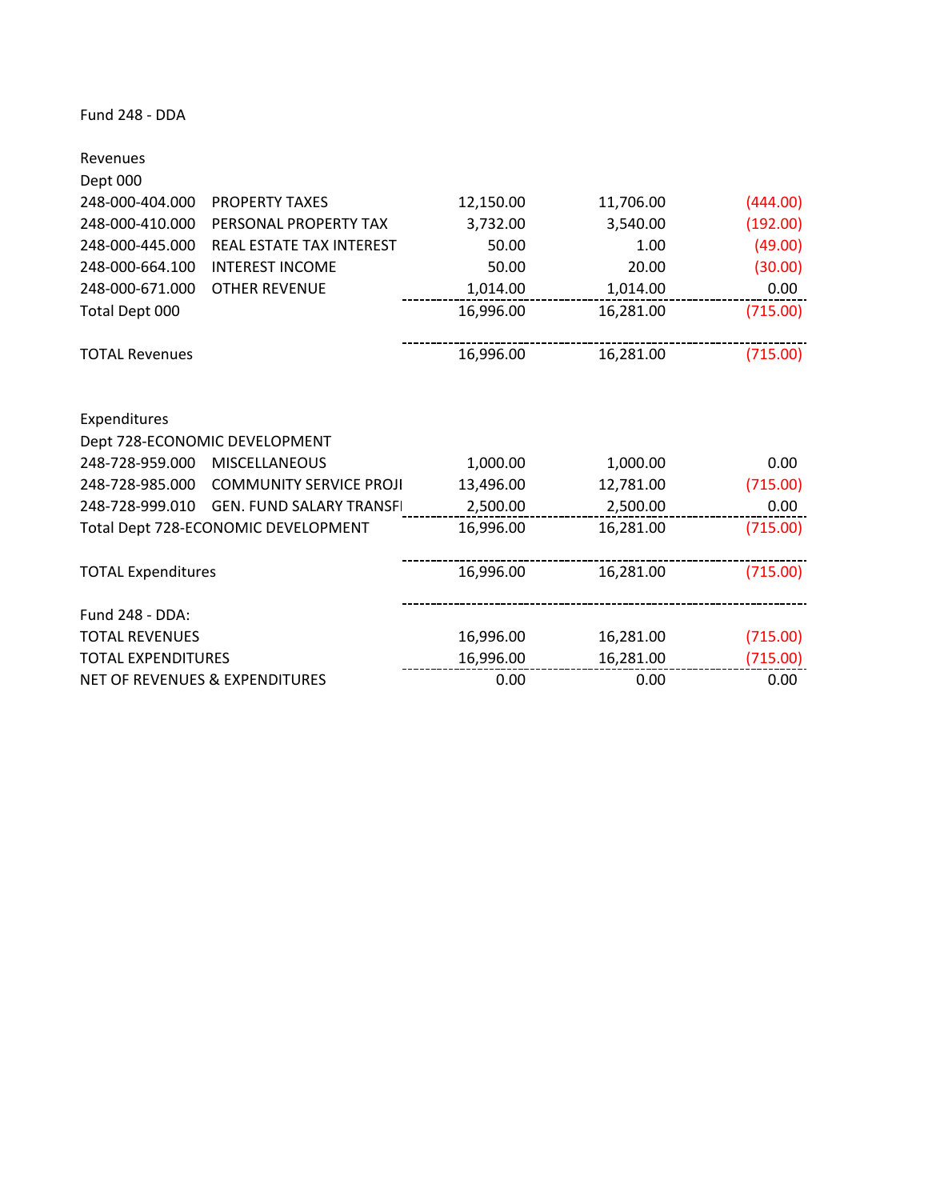Fund 248 - DDA

| | | | | |
|---|---|---|---|---|
| Revenues | | | | |
| Dept 000 | | | | |
| 248-000-404.000 | PROPERTY TAXES | 12,150.00 | 11,706.00 | (444.00) |
| 248-000-410.000 | PERSONAL PROPERTY TAX | 3,732.00 | 3,540.00 | (192.00) |
| 248-000-445.000 | REAL ESTATE TAX INTEREST | 50.00 | 1.00 | (49.00) |
| 248-000-664.100 | INTEREST INCOME | 50.00 | 20.00 | (30.00) |
| 248-000-671.000 | OTHER REVENUE | 1,014.00 | 1,014.00 | 0.00 |
| Total Dept 000 | | 16,996.00 | 16,281.00 | (715.00) |
| TOTAL Revenues | | 16,996.00 | 16,281.00 | (715.00) |
| Expenditures | | | | |
| Dept 728-ECONOMIC DEVELOPMENT | | | | |
| 248-728-959.000 | MISCELLANEOUS | 1,000.00 | 1,000.00 | 0.00 |
| 248-728-985.000 | COMMUNITY SERVICE PROJI | 13,496.00 | 12,781.00 | (715.00) |
| 248-728-999.010 | GEN. FUND SALARY TRANSFI | 2,500.00 | 2,500.00 | 0.00 |
| Total Dept 728-ECONOMIC DEVELOPMENT | | 16,996.00 | 16,281.00 | (715.00) |
| TOTAL Expenditures | | 16,996.00 | 16,281.00 | (715.00) |
| Fund 248 - DDA: | | | | |
| TOTAL REVENUES | | 16,996.00 | 16,281.00 | (715.00) |
| TOTAL EXPENDITURES | | 16,996.00 | 16,281.00 | (715.00) |
| NET OF REVENUES & EXPENDITURES | | 0.00 | 0.00 | 0.00 |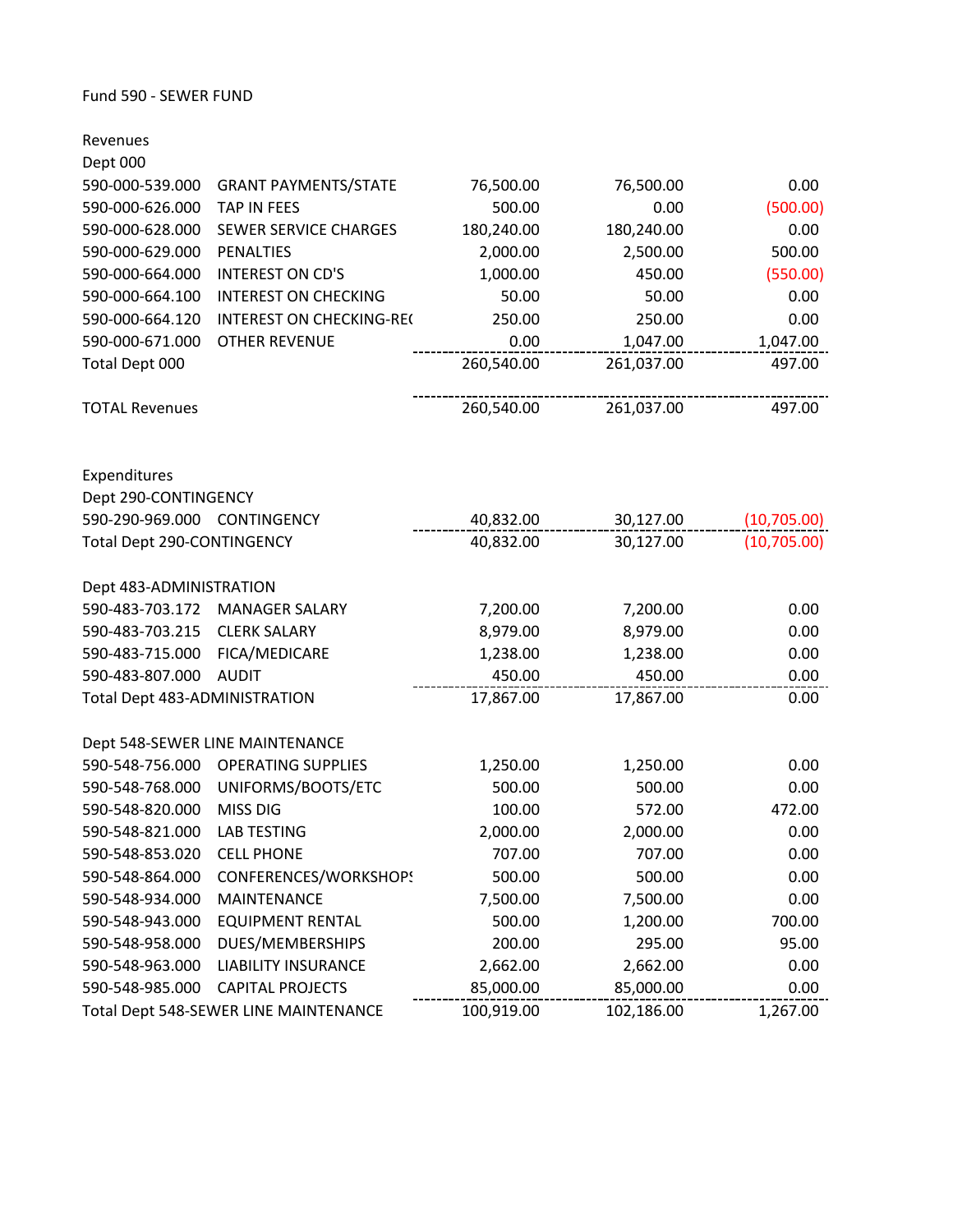Fund 590 - SEWER FUND

| | | | | |
|---|---|---|---|---|
| Revenues | | | | |
| Dept 000 | | | | |
| 590-000-539.000 | GRANT PAYMENTS/STATE | 76,500.00 | 76,500.00 | 0.00 |
| 590-000-626.000 | TAP IN FEES | 500.00 | 0.00 | (500.00) |
| 590-000-628.000 | SEWER SERVICE CHARGES | 180,240.00 | 180,240.00 | 0.00 |
| 590-000-629.000 | PENALTIES | 2,000.00 | 2,500.00 | 500.00 |
| 590-000-664.000 | INTEREST ON CD'S | 1,000.00 | 450.00 | (550.00) |
| 590-000-664.100 | INTEREST ON CHECKING | 50.00 | 50.00 | 0.00 |
| 590-000-664.120 | INTEREST ON CHECKING-RE( | 250.00 | 250.00 | 0.00 |
| 590-000-671.000 | OTHER REVENUE | 0.00 | 1,047.00 | 1,047.00 |
| Total Dept 000 | | 260,540.00 | 261,037.00 | 497.00 |
| | | | | |
| TOTAL Revenues | | 260,540.00 | 261,037.00 | 497.00 |
| | | | | |
| Expenditures | | | | |
| Dept 290-CONTINGENCY | | | | |
| 590-290-969.000 | CONTINGENCY | 40,832.00 | 30,127.00 | (10,705.00) |
| Total Dept 290-CONTINGENCY | | 40,832.00 | 30,127.00 | (10,705.00) |
| | | | | |
| Dept 483-ADMINISTRATION | | | | |
| 590-483-703.172 | MANAGER SALARY | 7,200.00 | 7,200.00 | 0.00 |
| 590-483-703.215 | CLERK SALARY | 8,979.00 | 8,979.00 | 0.00 |
| 590-483-715.000 | FICA/MEDICARE | 1,238.00 | 1,238.00 | 0.00 |
| 590-483-807.000 | AUDIT | 450.00 | 450.00 | 0.00 |
| Total Dept 483-ADMINISTRATION | | 17,867.00 | 17,867.00 | 0.00 |
| | | | | |
| Dept 548-SEWER LINE MAINTENANCE | | | | |
| 590-548-756.000 | OPERATING SUPPLIES | 1,250.00 | 1,250.00 | 0.00 |
| 590-548-768.000 | UNIFORMS/BOOTS/ETC | 500.00 | 500.00 | 0.00 |
| 590-548-820.000 | MISS DIG | 100.00 | 572.00 | 472.00 |
| 590-548-821.000 | LAB TESTING | 2,000.00 | 2,000.00 | 0.00 |
| 590-548-853.020 | CELL PHONE | 707.00 | 707.00 | 0.00 |
| 590-548-864.000 | CONFERENCES/WORKSHOPS | 500.00 | 500.00 | 0.00 |
| 590-548-934.000 | MAINTENANCE | 7,500.00 | 7,500.00 | 0.00 |
| 590-548-943.000 | EQUIPMENT RENTAL | 500.00 | 1,200.00 | 700.00 |
| 590-548-958.000 | DUES/MEMBERSHIPS | 200.00 | 295.00 | 95.00 |
| 590-548-963.000 | LIABILITY INSURANCE | 2,662.00 | 2,662.00 | 0.00 |
| 590-548-985.000 | CAPITAL PROJECTS | 85,000.00 | 85,000.00 | 0.00 |
| Total Dept 548-SEWER LINE MAINTENANCE | | 100,919.00 | 102,186.00 | 1,267.00 |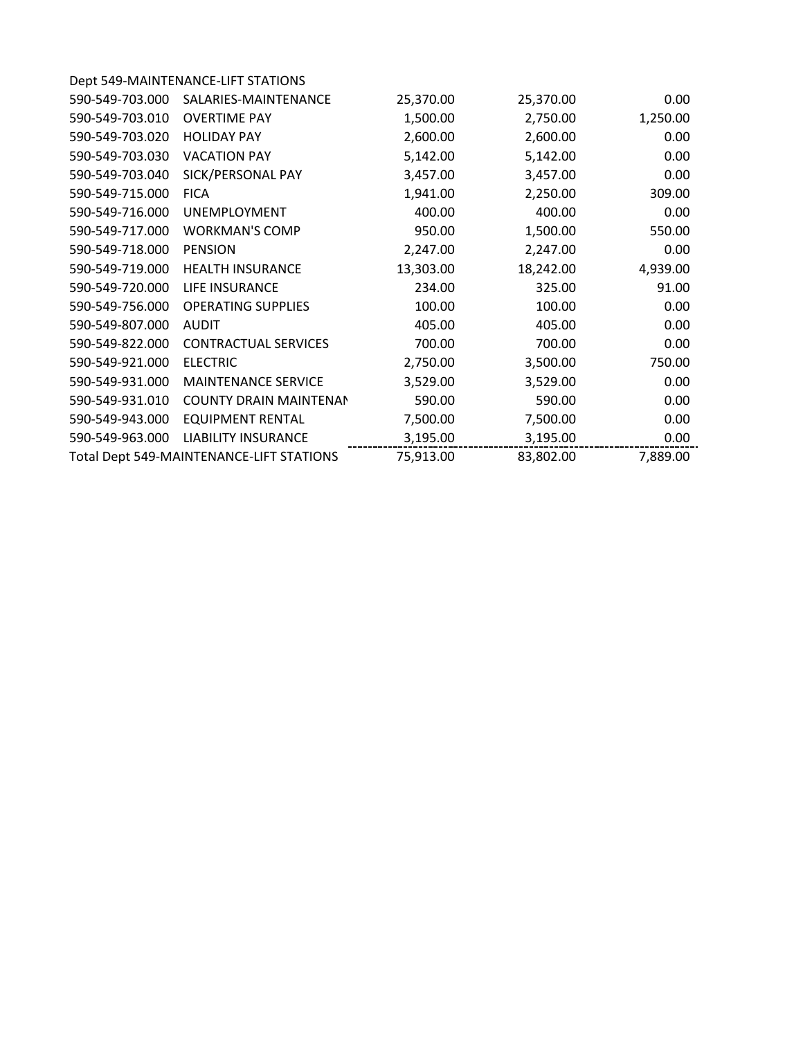Dept 549-MAINTENANCE-LIFT STATIONS

| | | | | |
|---|---|---|---|---|
| 590-549-703.000 | SALARIES-MAINTENANCE | 25,370.00 | 25,370.00 | 0.00 |
| 590-549-703.010 | OVERTIME PAY | 1,500.00 | 2,750.00 | 1,250.00 |
| 590-549-703.020 | HOLIDAY PAY | 2,600.00 | 2,600.00 | 0.00 |
| 590-549-703.030 | VACATION PAY | 5,142.00 | 5,142.00 | 0.00 |
| 590-549-703.040 | SICK/PERSONAL PAY | 3,457.00 | 3,457.00 | 0.00 |
| 590-549-715.000 | FICA | 1,941.00 | 2,250.00 | 309.00 |
| 590-549-716.000 | UNEMPLOYMENT | 400.00 | 400.00 | 0.00 |
| 590-549-717.000 | WORKMAN'S COMP | 950.00 | 1,500.00 | 550.00 |
| 590-549-718.000 | PENSION | 2,247.00 | 2,247.00 | 0.00 |
| 590-549-719.000 | HEALTH INSURANCE | 13,303.00 | 18,242.00 | 4,939.00 |
| 590-549-720.000 | LIFE INSURANCE | 234.00 | 325.00 | 91.00 |
| 590-549-756.000 | OPERATING SUPPLIES | 100.00 | 100.00 | 0.00 |
| 590-549-807.000 | AUDIT | 405.00 | 405.00 | 0.00 |
| 590-549-822.000 | CONTRACTUAL SERVICES | 700.00 | 700.00 | 0.00 |
| 590-549-921.000 | ELECTRIC | 2,750.00 | 3,500.00 | 750.00 |
| 590-549-931.000 | MAINTENANCE SERVICE | 3,529.00 | 3,529.00 | 0.00 |
| 590-549-931.010 | COUNTY DRAIN MAINTENAN | 590.00 | 590.00 | 0.00 |
| 590-549-943.000 | EQUIPMENT RENTAL | 7,500.00 | 7,500.00 | 0.00 |
| 590-549-963.000 | LIABILITY INSURANCE | 3,195.00 | 3,195.00 | 0.00 |
| Total Dept 549-MAINTENANCE-LIFT STATIONS | | 75,913.00 | 83,802.00 | 7,889.00 |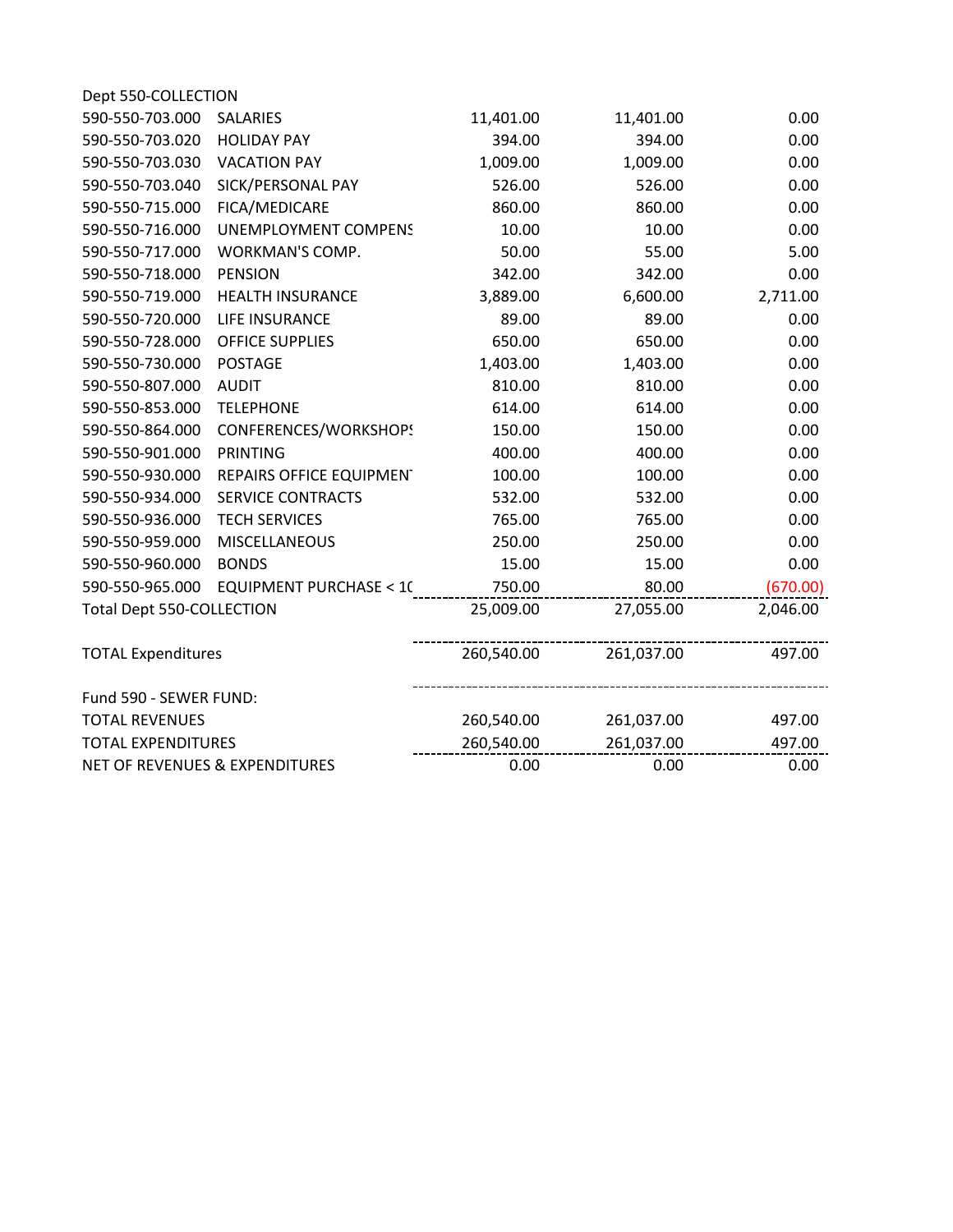Dept 550-COLLECTION

| Account | Description | | | |
|---|---|---|---|---|
| 590-550-703.000 | SALARIES | 11,401.00 | 11,401.00 | 0.00 |
| 590-550-703.020 | HOLIDAY PAY | 394.00 | 394.00 | 0.00 |
| 590-550-703.030 | VACATION PAY | 1,009.00 | 1,009.00 | 0.00 |
| 590-550-703.040 | SICK/PERSONAL PAY | 526.00 | 526.00 | 0.00 |
| 590-550-715.000 | FICA/MEDICARE | 860.00 | 860.00 | 0.00 |
| 590-550-716.000 | UNEMPLOYMENT COMPENS | 10.00 | 10.00 | 0.00 |
| 590-550-717.000 | WORKMAN'S COMP. | 50.00 | 55.00 | 5.00 |
| 590-550-718.000 | PENSION | 342.00 | 342.00 | 0.00 |
| 590-550-719.000 | HEALTH INSURANCE | 3,889.00 | 6,600.00 | 2,711.00 |
| 590-550-720.000 | LIFE INSURANCE | 89.00 | 89.00 | 0.00 |
| 590-550-728.000 | OFFICE SUPPLIES | 650.00 | 650.00 | 0.00 |
| 590-550-730.000 | POSTAGE | 1,403.00 | 1,403.00 | 0.00 |
| 590-550-807.000 | AUDIT | 810.00 | 810.00 | 0.00 |
| 590-550-853.000 | TELEPHONE | 614.00 | 614.00 | 0.00 |
| 590-550-864.000 | CONFERENCES/WORKSHOPS | 150.00 | 150.00 | 0.00 |
| 590-550-901.000 | PRINTING | 400.00 | 400.00 | 0.00 |
| 590-550-930.000 | REPAIRS OFFICE EQUIPMENT | 100.00 | 100.00 | 0.00 |
| 590-550-934.000 | SERVICE CONTRACTS | 532.00 | 532.00 | 0.00 |
| 590-550-936.000 | TECH SERVICES | 765.00 | 765.00 | 0.00 |
| 590-550-959.000 | MISCELLANEOUS | 250.00 | 250.00 | 0.00 |
| 590-550-960.000 | BONDS | 15.00 | 15.00 | 0.00 |
| 590-550-965.000 | EQUIPMENT PURCHASE < 10 | 750.00 | 80.00 | (670.00) |
| Total Dept 550-COLLECTION | | 25,009.00 | 27,055.00 | 2,046.00 |
| | | | | |
| TOTAL Expenditures | | 260,540.00 | 261,037.00 | 497.00 |
| | | | | |
| Fund 590 - SEWER FUND: | | | | |
| TOTAL REVENUES | | 260,540.00 | 261,037.00 | 497.00 |
| TOTAL EXPENDITURES | | 260,540.00 | 261,037.00 | 497.00 |
| NET OF REVENUES & EXPENDITURES | | 0.00 | 0.00 | 0.00 |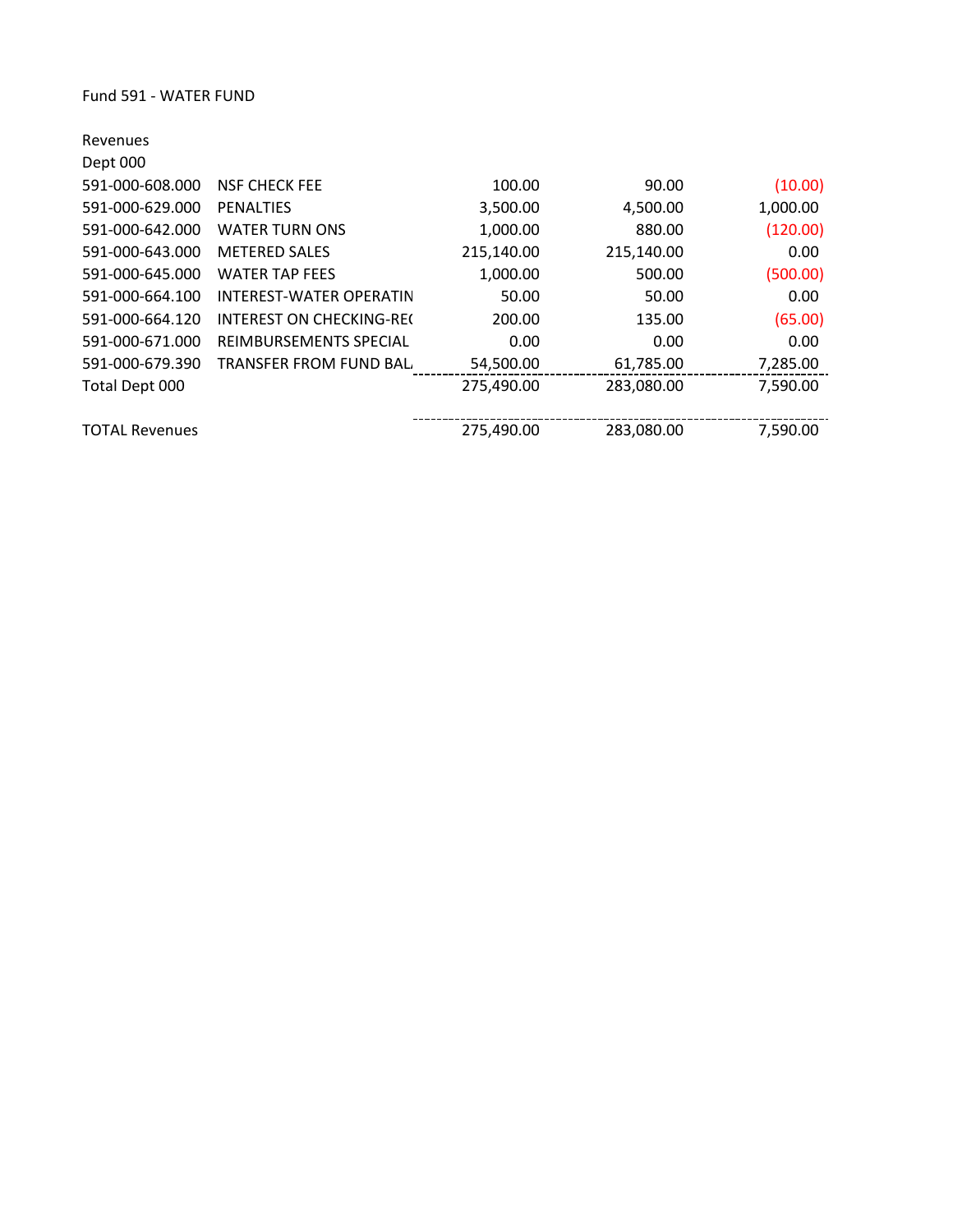Fund 591 - WATER FUND

Revenues

Dept 000

| | | | | |
|---|---|---|---|---|
| 591-000-608.000 | NSF CHECK FEE | 100.00 | 90.00 | (10.00) |
| 591-000-629.000 | PENALTIES | 3,500.00 | 4,500.00 | 1,000.00 |
| 591-000-642.000 | WATER TURN ONS | 1,000.00 | 880.00 | (120.00) |
| 591-000-643.000 | METERED SALES | 215,140.00 | 215,140.00 | 0.00 |
| 591-000-645.000 | WATER TAP FEES | 1,000.00 | 500.00 | (500.00) |
| 591-000-664.100 | INTEREST-WATER OPERATIN | 50.00 | 50.00 | 0.00 |
| 591-000-664.120 | INTEREST ON CHECKING-RE( | 200.00 | 135.00 | (65.00) |
| 591-000-671.000 | REIMBURSEMENTS SPECIAL | 0.00 | 0.00 | 0.00 |
| 591-000-679.390 | TRANSFER FROM FUND BAL, | 54,500.00 | 61,785.00 | 7,285.00 |
| Total Dept 000 | | 275,490.00 | 283,080.00 | 7,590.00 |
| | | | | |
| TOTAL Revenues | | 275,490.00 | 283,080.00 | 7,590.00 |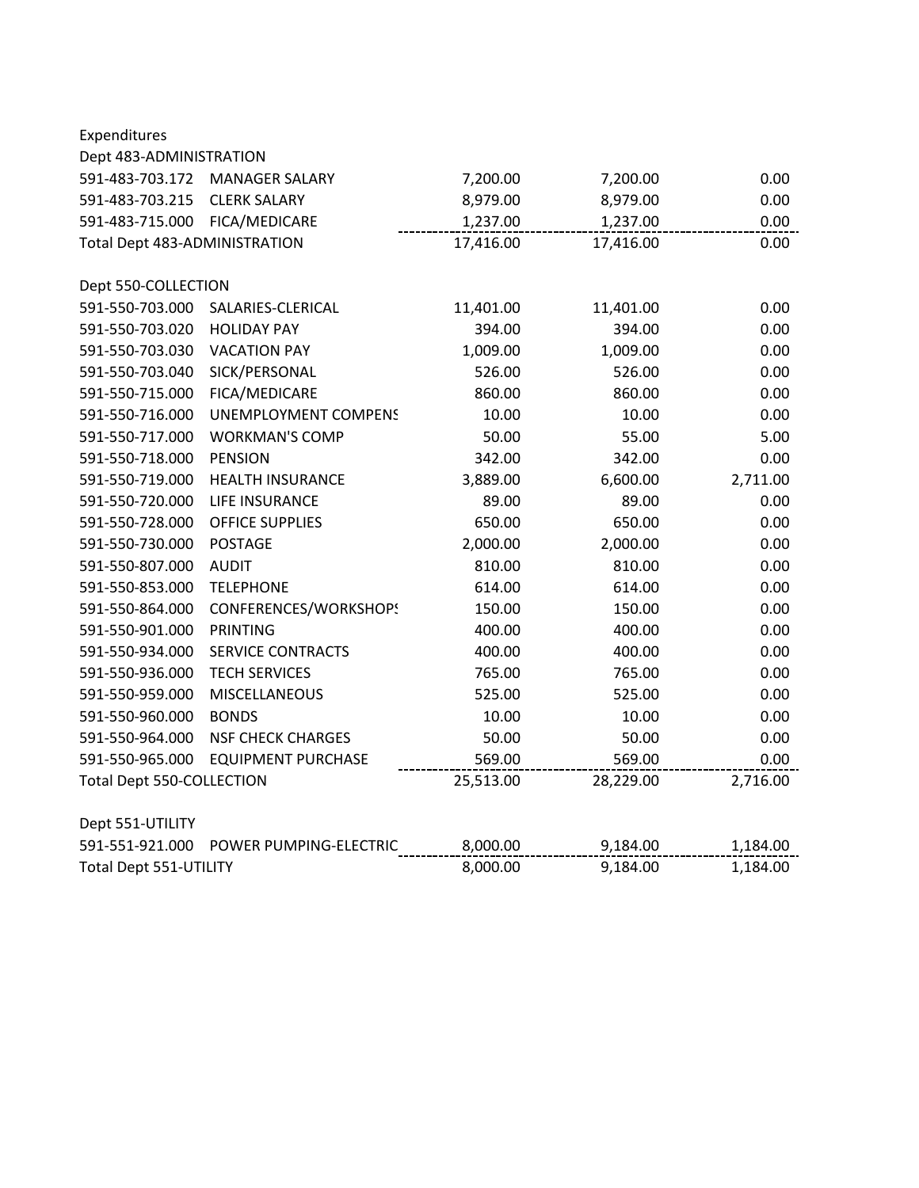Expenditures

Dept 483-ADMINISTRATION

| | | | | |
|---|---|---|---|---|
| 591-483-703.172 | MANAGER SALARY | 7,200.00 | 7,200.00 | 0.00 |
| 591-483-703.215 | CLERK SALARY | 8,979.00 | 8,979.00 | 0.00 |
| 591-483-715.000 | FICA/MEDICARE | 1,237.00 | 1,237.00 | 0.00 |
| Total Dept 483-ADMINISTRATION | | 17,416.00 | 17,416.00 | 0.00 |

Dept 550-COLLECTION

| | | | | |
|---|---|---|---|---|
| 591-550-703.000 | SALARIES-CLERICAL | 11,401.00 | 11,401.00 | 0.00 |
| 591-550-703.020 | HOLIDAY PAY | 394.00 | 394.00 | 0.00 |
| 591-550-703.030 | VACATION PAY | 1,009.00 | 1,009.00 | 0.00 |
| 591-550-703.040 | SICK/PERSONAL | 526.00 | 526.00 | 0.00 |
| 591-550-715.000 | FICA/MEDICARE | 860.00 | 860.00 | 0.00 |
| 591-550-716.000 | UNEMPLOYMENT COMPENS | 10.00 | 10.00 | 0.00 |
| 591-550-717.000 | WORKMAN'S COMP | 50.00 | 55.00 | 5.00 |
| 591-550-718.000 | PENSION | 342.00 | 342.00 | 0.00 |
| 591-550-719.000 | HEALTH INSURANCE | 3,889.00 | 6,600.00 | 2,711.00 |
| 591-550-720.000 | LIFE INSURANCE | 89.00 | 89.00 | 0.00 |
| 591-550-728.000 | OFFICE SUPPLIES | 650.00 | 650.00 | 0.00 |
| 591-550-730.000 | POSTAGE | 2,000.00 | 2,000.00 | 0.00 |
| 591-550-807.000 | AUDIT | 810.00 | 810.00 | 0.00 |
| 591-550-853.000 | TELEPHONE | 614.00 | 614.00 | 0.00 |
| 591-550-864.000 | CONFERENCES/WORKSHOPS | 150.00 | 150.00 | 0.00 |
| 591-550-901.000 | PRINTING | 400.00 | 400.00 | 0.00 |
| 591-550-934.000 | SERVICE CONTRACTS | 400.00 | 400.00 | 0.00 |
| 591-550-936.000 | TECH SERVICES | 765.00 | 765.00 | 0.00 |
| 591-550-959.000 | MISCELLANEOUS | 525.00 | 525.00 | 0.00 |
| 591-550-960.000 | BONDS | 10.00 | 10.00 | 0.00 |
| 591-550-964.000 | NSF CHECK CHARGES | 50.00 | 50.00 | 0.00 |
| 591-550-965.000 | EQUIPMENT PURCHASE | 569.00 | 569.00 | 0.00 |
| Total Dept 550-COLLECTION | | 25,513.00 | 28,229.00 | 2,716.00 |

Dept 551-UTILITY

| | | | | |
|---|---|---|---|---|
| 591-551-921.000 | POWER PUMPING-ELECTRIC | 8,000.00 | 9,184.00 | 1,184.00 |
| Total Dept 551-UTILITY | | 8,000.00 | 9,184.00 | 1,184.00 |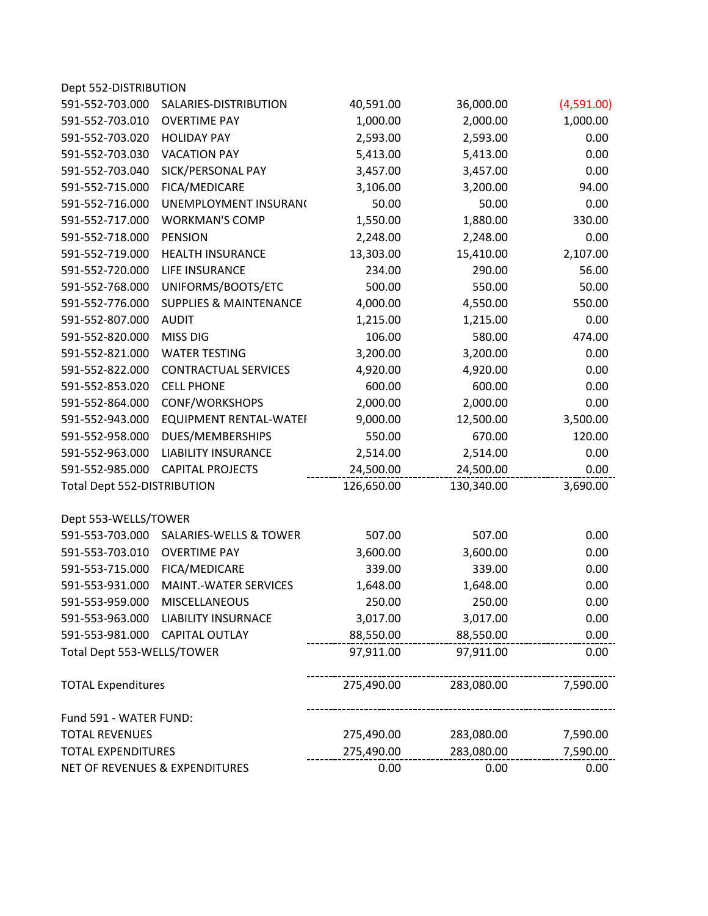| | | | | |
|---|---|---|---|---|
| Dept 552-DISTRIBUTION | | | | |
| 591-552-703.000 | SALARIES-DISTRIBUTION | 40,591.00 | 36,000.00 | (4,591.00) |
| 591-552-703.010 | OVERTIME PAY | 1,000.00 | 2,000.00 | 1,000.00 |
| 591-552-703.020 | HOLIDAY PAY | 2,593.00 | 2,593.00 | 0.00 |
| 591-552-703.030 | VACATION PAY | 5,413.00 | 5,413.00 | 0.00 |
| 591-552-703.040 | SICK/PERSONAL PAY | 3,457.00 | 3,457.00 | 0.00 |
| 591-552-715.000 | FICA/MEDICARE | 3,106.00 | 3,200.00 | 94.00 |
| 591-552-716.000 | UNEMPLOYMENT INSURAN( | 50.00 | 50.00 | 0.00 |
| 591-552-717.000 | WORKMAN'S COMP | 1,550.00 | 1,880.00 | 330.00 |
| 591-552-718.000 | PENSION | 2,248.00 | 2,248.00 | 0.00 |
| 591-552-719.000 | HEALTH INSURANCE | 13,303.00 | 15,410.00 | 2,107.00 |
| 591-552-720.000 | LIFE INSURANCE | 234.00 | 290.00 | 56.00 |
| 591-552-768.000 | UNIFORMS/BOOTS/ETC | 500.00 | 550.00 | 50.00 |
| 591-552-776.000 | SUPPLIES & MAINTENANCE | 4,000.00 | 4,550.00 | 550.00 |
| 591-552-807.000 | AUDIT | 1,215.00 | 1,215.00 | 0.00 |
| 591-552-820.000 | MISS DIG | 106.00 | 580.00 | 474.00 |
| 591-552-821.000 | WATER TESTING | 3,200.00 | 3,200.00 | 0.00 |
| 591-552-822.000 | CONTRACTUAL SERVICES | 4,920.00 | 4,920.00 | 0.00 |
| 591-552-853.020 | CELL PHONE | 600.00 | 600.00 | 0.00 |
| 591-552-864.000 | CONF/WORKSHOPS | 2,000.00 | 2,000.00 | 0.00 |
| 591-552-943.000 | EQUIPMENT RENTAL-WATEI | 9,000.00 | 12,500.00 | 3,500.00 |
| 591-552-958.000 | DUES/MEMBERSHIPS | 550.00 | 670.00 | 120.00 |
| 591-552-963.000 | LIABILITY INSURANCE | 2,514.00 | 2,514.00 | 0.00 |
| 591-552-985.000 | CAPITAL PROJECTS | 24,500.00 | 24,500.00 | 0.00 |
| Total Dept 552-DISTRIBUTION | | 126,650.00 | 130,340.00 | 3,690.00 |
| | | | | |
| Dept 553-WELLS/TOWER | | | | |
| 591-553-703.000 | SALARIES-WELLS & TOWER | 507.00 | 507.00 | 0.00 |
| 591-553-703.010 | OVERTIME PAY | 3,600.00 | 3,600.00 | 0.00 |
| 591-553-715.000 | FICA/MEDICARE | 339.00 | 339.00 | 0.00 |
| 591-553-931.000 | MAINT.-WATER SERVICES | 1,648.00 | 1,648.00 | 0.00 |
| 591-553-959.000 | MISCELLANEOUS | 250.00 | 250.00 | 0.00 |
| 591-553-963.000 | LIABILITY INSURNACE | 3,017.00 | 3,017.00 | 0.00 |
| 591-553-981.000 | CAPITAL OUTLAY | 88,550.00 | 88,550.00 | 0.00 |
| Total Dept 553-WELLS/TOWER | | 97,911.00 | 97,911.00 | 0.00 |
| | | | | |
| TOTAL Expenditures | | 275,490.00 | 283,080.00 | 7,590.00 |
| | | | | |
| Fund 591 - WATER FUND: | | | | |
| TOTAL REVENUES | | 275,490.00 | 283,080.00 | 7,590.00 |
| TOTAL EXPENDITURES | | 275,490.00 | 283,080.00 | 7,590.00 |
| NET OF REVENUES & EXPENDITURES | | 0.00 | 0.00 | 0.00 |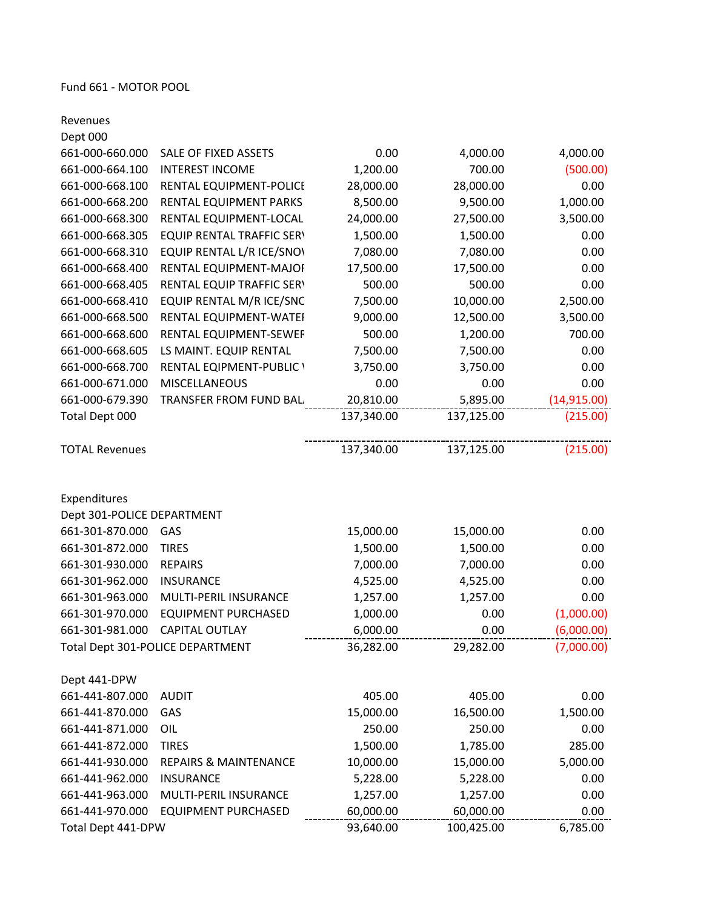Fund 661 - MOTOR POOL

Revenues

| Account | Description | | | |
|---|---|---|---|---|
| Dept 000 | | | | |
| 661-000-660.000 | SALE OF FIXED ASSETS | 0.00 | 4,000.00 | 4,000.00 |
| 661-000-664.100 | INTEREST INCOME | 1,200.00 | 700.00 | (500.00) |
| 661-000-668.100 | RENTAL EQUIPMENT-POLICE | 28,000.00 | 28,000.00 | 0.00 |
| 661-000-668.200 | RENTAL EQUIPMENT PARKS | 8,500.00 | 9,500.00 | 1,000.00 |
| 661-000-668.300 | RENTAL EQUIPMENT-LOCAL | 24,000.00 | 27,500.00 | 3,500.00 |
| 661-000-668.305 | EQUIP RENTAL TRAFFIC SER\ | 1,500.00 | 1,500.00 | 0.00 |
| 661-000-668.310 | EQUIP RENTAL L/R ICE/SNO\ | 7,080.00 | 7,080.00 | 0.00 |
| 661-000-668.400 | RENTAL EQUIPMENT-MAJOI | 17,500.00 | 17,500.00 | 0.00 |
| 661-000-668.405 | RENTAL EQUIP TRAFFIC SER\ | 500.00 | 500.00 | 0.00 |
| 661-000-668.410 | EQUIP RENTAL M/R ICE/SNC | 7,500.00 | 10,000.00 | 2,500.00 |
| 661-000-668.500 | RENTAL EQUIPMENT-WATEI | 9,000.00 | 12,500.00 | 3,500.00 |
| 661-000-668.600 | RENTAL EQUIPMENT-SEWEF | 500.00 | 1,200.00 | 700.00 |
| 661-000-668.605 | LS MAINT. EQUIP RENTAL | 7,500.00 | 7,500.00 | 0.00 |
| 661-000-668.700 | RENTAL EQIPMENT-PUBLIC \ | 3,750.00 | 3,750.00 | 0.00 |
| 661-000-671.000 | MISCELLANEOUS | 0.00 | 0.00 | 0.00 |
| 661-000-679.390 | TRANSFER FROM FUND BAL. | 20,810.00 | 5,895.00 | (14,915.00) |
| Total Dept 000 | | 137,340.00 | 137,125.00 | (215.00) |
| | | | | |
| TOTAL Revenues | | 137,340.00 | 137,125.00 | (215.00) |

Expenditures

| Account | Description | | | |
|---|---|---|---|---|
| Dept 301-POLICE DEPARTMENT | | | | |
| 661-301-870.000 | GAS | 15,000.00 | 15,000.00 | 0.00 |
| 661-301-872.000 | TIRES | 1,500.00 | 1,500.00 | 0.00 |
| 661-301-930.000 | REPAIRS | 7,000.00 | 7,000.00 | 0.00 |
| 661-301-962.000 | INSURANCE | 4,525.00 | 4,525.00 | 0.00 |
| 661-301-963.000 | MULTI-PERIL INSURANCE | 1,257.00 | 1,257.00 | 0.00 |
| 661-301-970.000 | EQUIPMENT PURCHASED | 1,000.00 | 0.00 | (1,000.00) |
| 661-301-981.000 | CAPITAL OUTLAY | 6,000.00 | 0.00 | (6,000.00) |
| Total Dept 301-POLICE DEPARTMENT | | 36,282.00 | 29,282.00 | (7,000.00) |
| | | | | |
| Dept 441-DPW | | | | |
| 661-441-807.000 | AUDIT | 405.00 | 405.00 | 0.00 |
| 661-441-870.000 | GAS | 15,000.00 | 16,500.00 | 1,500.00 |
| 661-441-871.000 | OIL | 250.00 | 250.00 | 0.00 |
| 661-441-872.000 | TIRES | 1,500.00 | 1,785.00 | 285.00 |
| 661-441-930.000 | REPAIRS & MAINTENANCE | 10,000.00 | 15,000.00 | 5,000.00 |
| 661-441-962.000 | INSURANCE | 5,228.00 | 5,228.00 | 0.00 |
| 661-441-963.000 | MULTI-PERIL INSURANCE | 1,257.00 | 1,257.00 | 0.00 |
| 661-441-970.000 | EQUIPMENT PURCHASED | 60,000.00 | 60,000.00 | 0.00 |
| Total Dept 441-DPW | | 93,640.00 | 100,425.00 | 6,785.00 |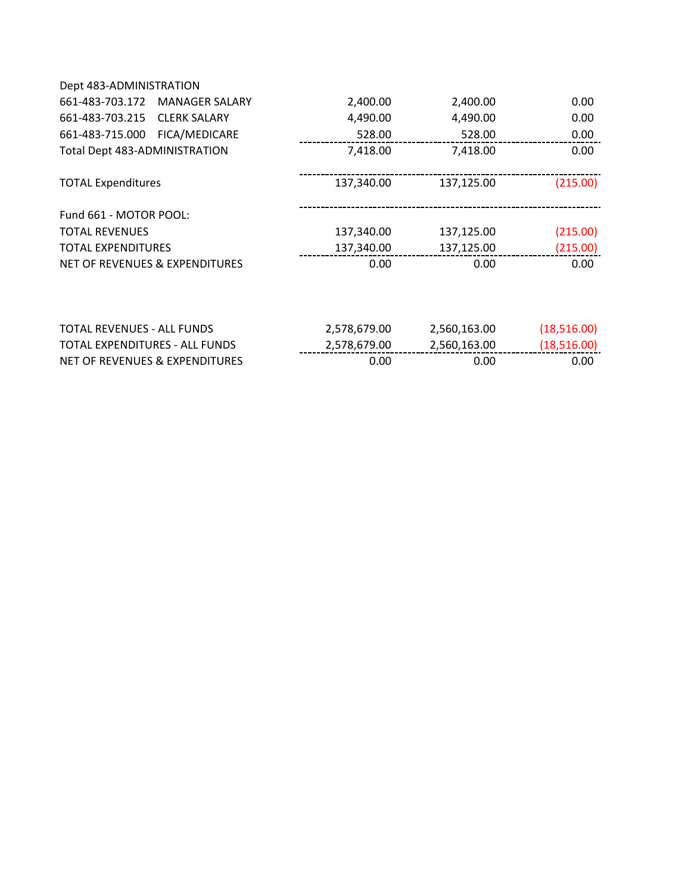| | | | | |
|---|---|---|---|---|
| Dept 483-ADMINISTRATION | | | | |
| 661-483-703.172 | MANAGER SALARY | 2,400.00 | 2,400.00 | 0.00 |
| 661-483-703.215 | CLERK SALARY | 4,490.00 | 4,490.00 | 0.00 |
| 661-483-715.000 | FICA/MEDICARE | 528.00 | 528.00 | 0.00 |
| Total Dept 483-ADMINISTRATION | | 7,418.00 | 7,418.00 | 0.00 |
| | | | | |
| TOTAL Expenditures | | 137,340.00 | 137,125.00 | (215.00) |
| | | | | |
| Fund 661 - MOTOR POOL: | | | | |
| TOTAL REVENUES | | 137,340.00 | 137,125.00 | (215.00) |
| TOTAL EXPENDITURES | | 137,340.00 | 137,125.00 | (215.00) |
| NET OF REVENUES & EXPENDITURES | | 0.00 | 0.00 | 0.00 |
| | | | | |
| TOTAL REVENUES - ALL FUNDS | | 2,578,679.00 | 2,560,163.00 | (18,516.00) |
| TOTAL EXPENDITURES - ALL FUNDS | | 2,578,679.00 | 2,560,163.00 | (18,516.00) |
| NET OF REVENUES & EXPENDITURES | | 0.00 | 0.00 | 0.00 |